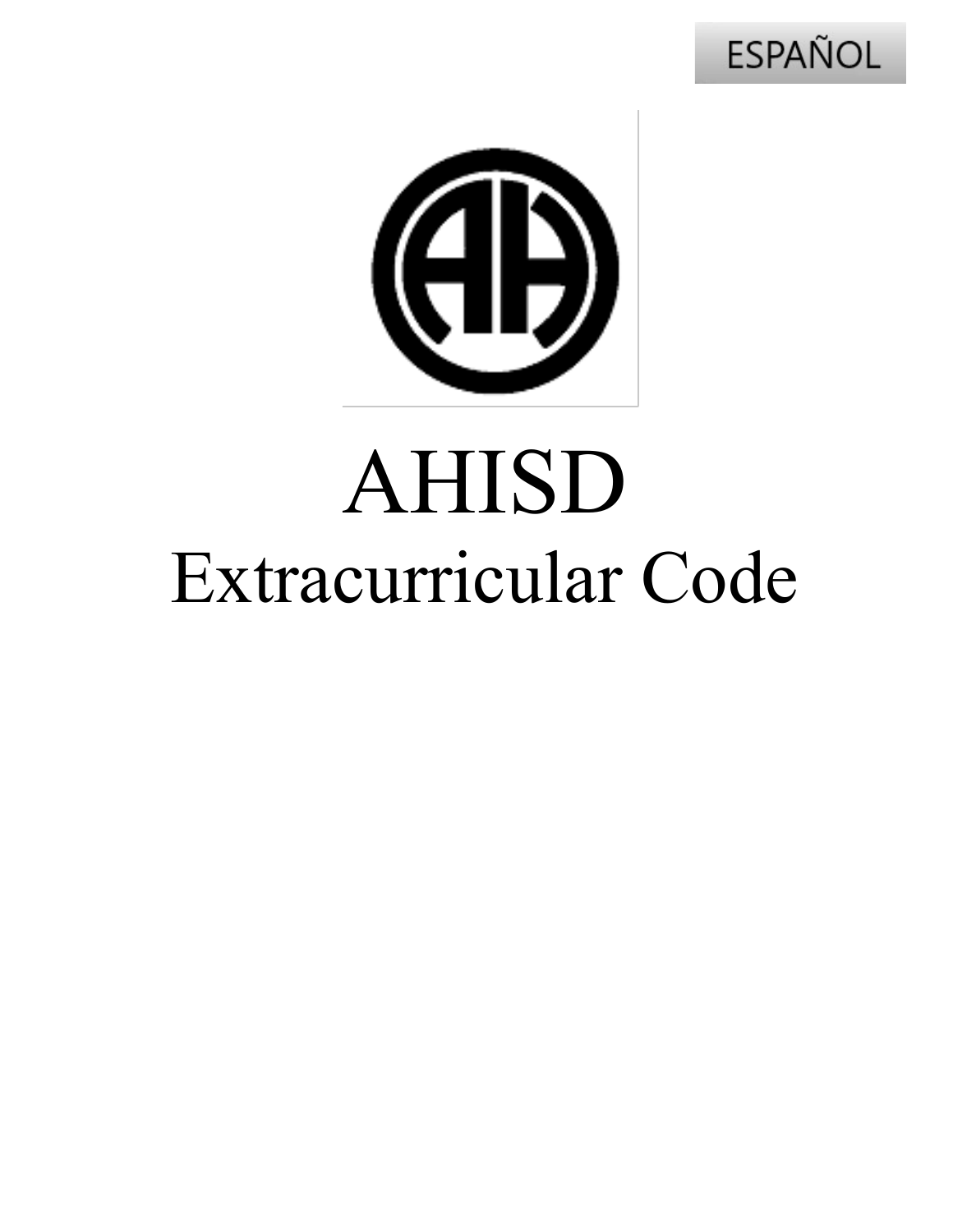ESPAÑOL

# AHISD

## Extracurricular Code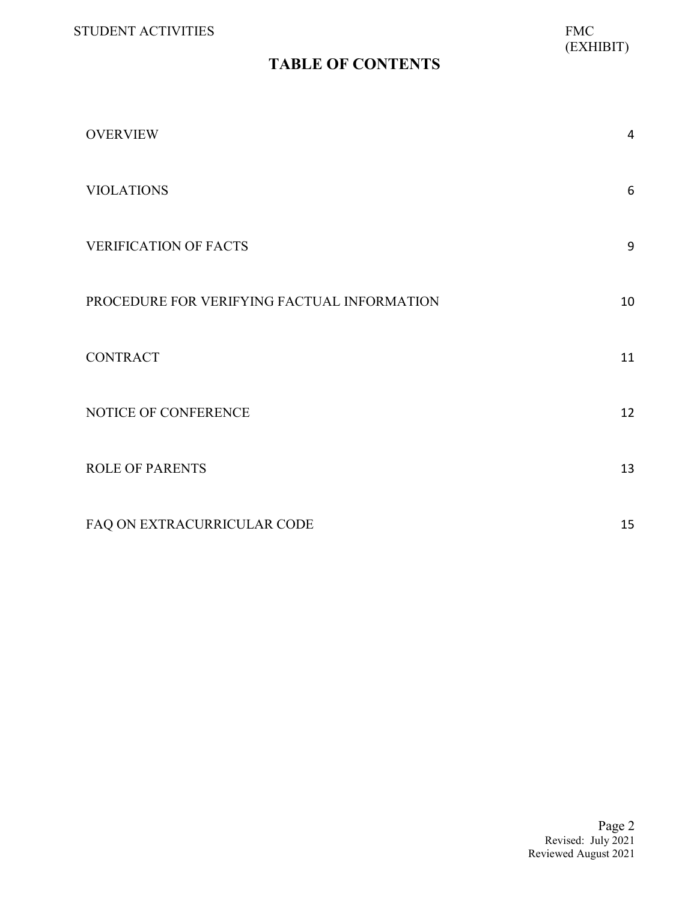# TABLE OF CONTENTS

| | |
|---|---|
| OVERVIEW | 4 |
| VIOLATIONS | 6 |
| VERIFICATION OF FACTS | 9 |
| PROCEDURE FOR VERIFYING FACTUAL INFORMATION | 10 |
| CONTRACT | 11 |
| NOTICE OF CONFERENCE | 12 |
| ROLE OF PARENTS | 13 |
| FAQ ON EXTRACURRICULAR CODE | 15 |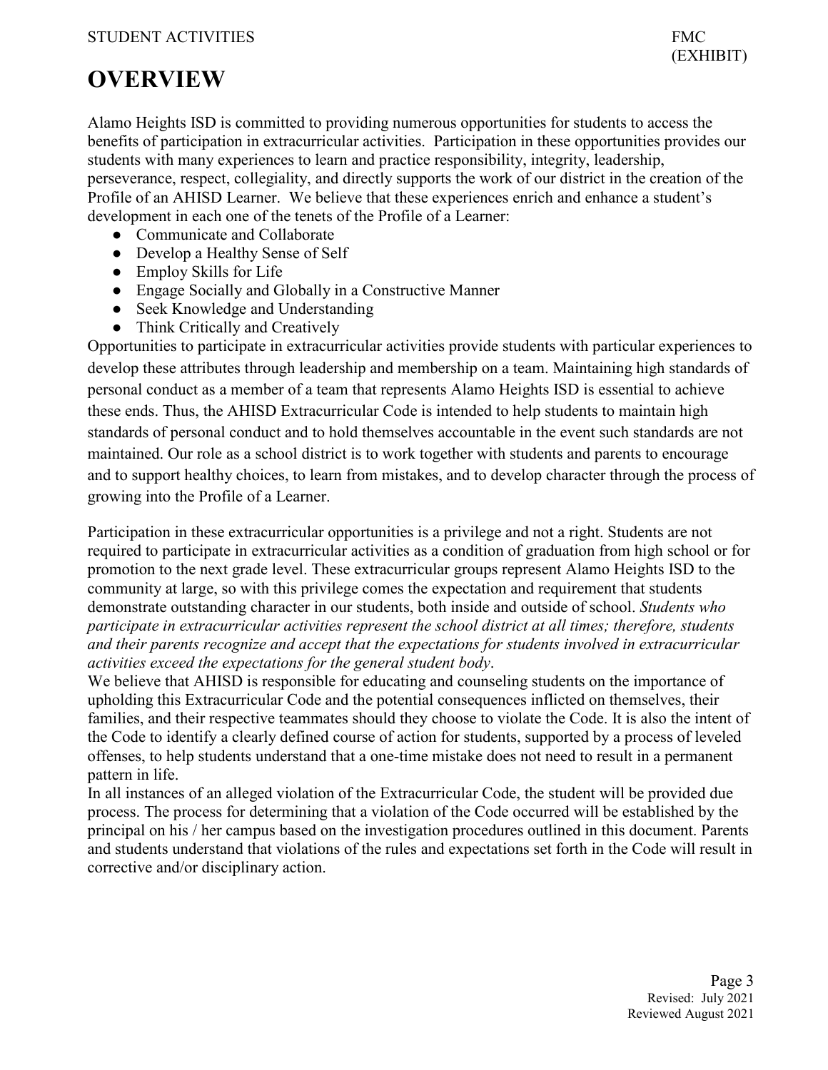# OVERVIEW

Alamo Heights ISD is committed to providing numerous opportunities for students to access the benefits of participation in extracurricular activities. Participation in these opportunities provides our students with many experiences to learn and practice responsibility, integrity, leadership, perseverance, respect, collegiality, and directly supports the work of our district in the creation of the Profile of an AHISD Learner. We believe that these experiences enrich and enhance a student's development in each one of the tenets of the Profile of a Learner:

- Communicate and Collaborate
- Develop a Healthy Sense of Self
- Employ Skills for Life
- Engage Socially and Globally in a Constructive Manner
- Seek Knowledge and Understanding
- Think Critically and Creatively

Opportunities to participate in extracurricular activities provide students with particular experiences to develop these attributes through leadership and membership on a team. Maintaining high standards of personal conduct as a member of a team that represents Alamo Heights ISD is essential to achieve these ends. Thus, the AHISD Extracurricular Code is intended to help students to maintain high standards of personal conduct and to hold themselves accountable in the event such standards are not maintained. Our role as a school district is to work together with students and parents to encourage and to support healthy choices, to learn from mistakes, and to develop character through the process of growing into the Profile of a Learner.

Participation in these extracurricular opportunities is a privilege and not a right. Students are not required to participate in extracurricular activities as a condition of graduation from high school or for promotion to the next grade level. These extracurricular groups represent Alamo Heights ISD to the community at large, so with this privilege comes the expectation and requirement that students demonstrate outstanding character in our students, both inside and outside of school. *Students who participate in extracurricular activities represent the school district at all times; therefore, students and their parents recognize and accept that the expectations for students involved in extracurricular activities exceed the expectations for the general student body*.

We believe that AHISD is responsible for educating and counseling students on the importance of upholding this Extracurricular Code and the potential consequences inflicted on themselves, their families, and their respective teammates should they choose to violate the Code. It is also the intent of the Code to identify a clearly defined course of action for students, supported by a process of leveled offenses, to help students understand that a one-time mistake does not need to result in a permanent pattern in life.

In all instances of an alleged violation of the Extracurricular Code, the student will be provided due process. The process for determining that a violation of the Code occurred will be established by the principal on his / her campus based on the investigation procedures outlined in this document. Parents and students understand that violations of the rules and expectations set forth in the Code will result in corrective and/or disciplinary action.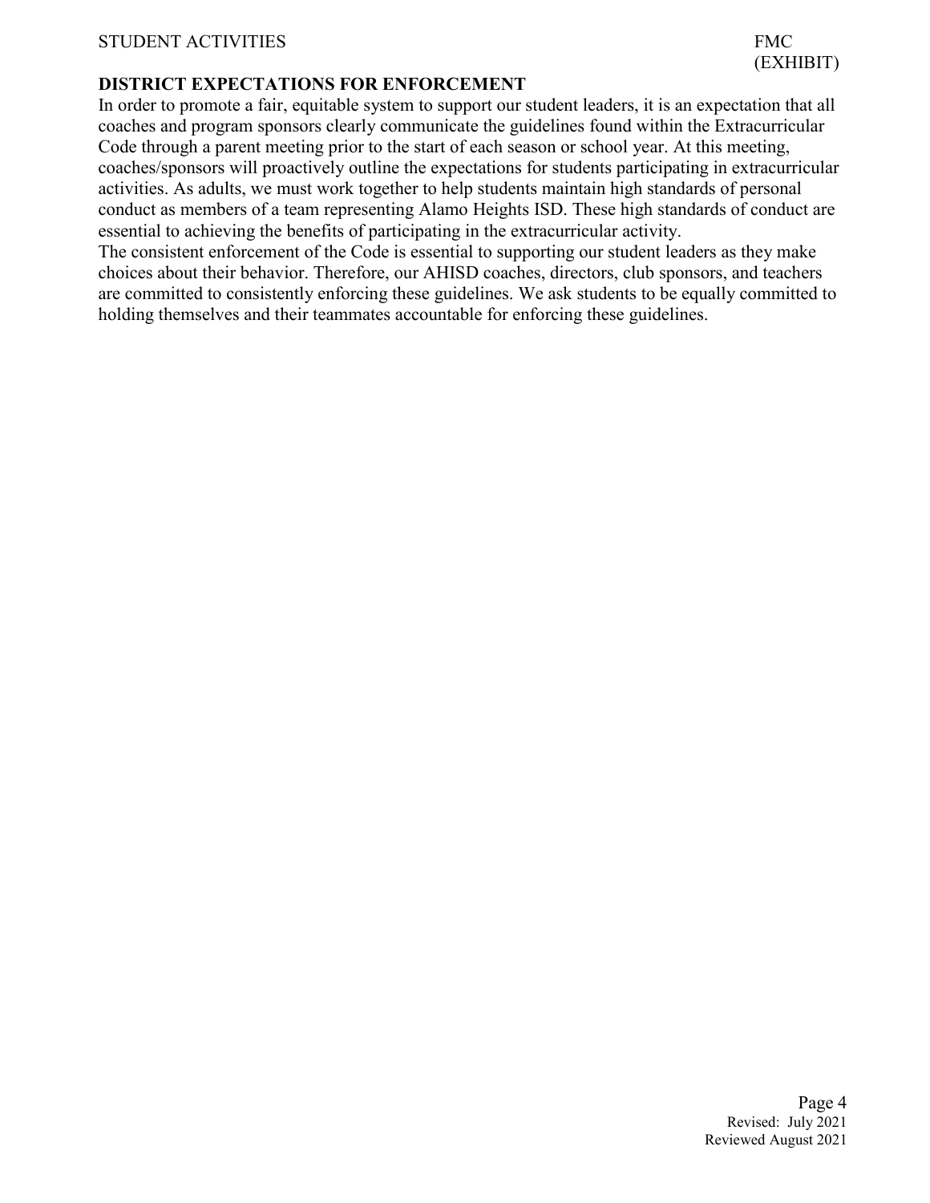## DISTRICT EXPECTATIONS FOR ENFORCEMENT

In order to promote a fair, equitable system to support our student leaders, it is an expectation that all coaches and program sponsors clearly communicate the guidelines found within the Extracurricular Code through a parent meeting prior to the start of each season or school year. At this meeting, coaches/sponsors will proactively outline the expectations for students participating in extracurricular activities. As adults, we must work together to help students maintain high standards of personal conduct as members of a team representing Alamo Heights ISD. These high standards of conduct are essential to achieving the benefits of participating in the extracurricular activity.

The consistent enforcement of the Code is essential to supporting our student leaders as they make choices about their behavior. Therefore, our AHISD coaches, directors, club sponsors, and teachers are committed to consistently enforcing these guidelines. We ask students to be equally committed to holding themselves and their teammates accountable for enforcing these guidelines.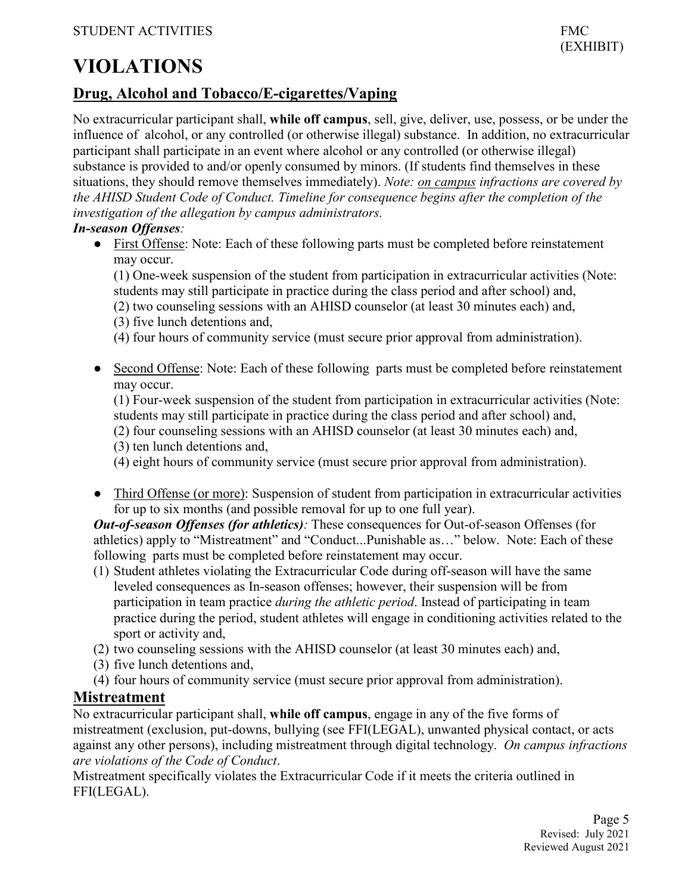# VIOLATIONS

## Drug, Alcohol and Tobacco/E-cigarettes/Vaping

No extracurricular participant shall, **while off campus**, sell, give, deliver, use, possess, or be under the influence of alcohol, or any controlled (or otherwise illegal) substance. In addition, no extracurricular participant shall participate in an event where alcohol or any controlled (or otherwise illegal) substance is provided to and/or openly consumed by minors. (If students find themselves in these situations, they should remove themselves immediately). *Note: on campus infractions are covered by the AHISD Student Code of Conduct. Timeline for consequence begins after the completion of the investigation of the allegation by campus administrators.*

***In-season Offenses**:*

- First Offense: Note: Each of these following parts must be completed before reinstatement may occur.
  (1) One-week suspension of the student from participation in extracurricular activities (Note: students may still participate in practice during the class period and after school) and,
  (2) two counseling sessions with an AHISD counselor (at least 30 minutes each) and,
  (3) five lunch detentions and,
  (4) four hours of community service (must secure prior approval from administration).

- Second Offense: Note: Each of these following parts must be completed before reinstatement may occur.
  (1) Four-week suspension of the student from participation in extracurricular activities (Note: students may still participate in practice during the class period and after school) and,
  (2) four counseling sessions with an AHISD counselor (at least 30 minutes each) and,
  (3) ten lunch detentions and,
  (4) eight hours of community service (must secure prior approval from administration).

- Third Offense (or more): Suspension of student from participation in extracurricular activities for up to six months (and possible removal for up to one full year).

***Out-of-season Offenses (for athletics)**:* These consequences for Out-of-season Offenses (for athletics) apply to "Mistreatment" and "Conduct...Punishable as…" below. Note: Each of these following parts must be completed before reinstatement may occur.

1. Student athletes violating the Extracurricular Code during off-season will have the same leveled consequences as In-season offenses; however, their suspension will be from participation in team practice *during the athletic period*. Instead of participating in team practice during the period, student athletes will engage in conditioning activities related to the sport or activity and,
2. two counseling sessions with the AHISD counselor (at least 30 minutes each) and,
3. five lunch detentions and,
4. four hours of community service (must secure prior approval from administration).

## Mistreatment

No extracurricular participant shall, **while off campus**, engage in any of the five forms of mistreatment (exclusion, put-downs, bullying (see FFI(LEGAL), unwanted physical contact, or acts against any other persons), including mistreatment through digital technology. *On campus infractions are violations of the Code of Conduct*.

Mistreatment specifically violates the Extracurricular Code if it meets the criteria outlined in FFI(LEGAL).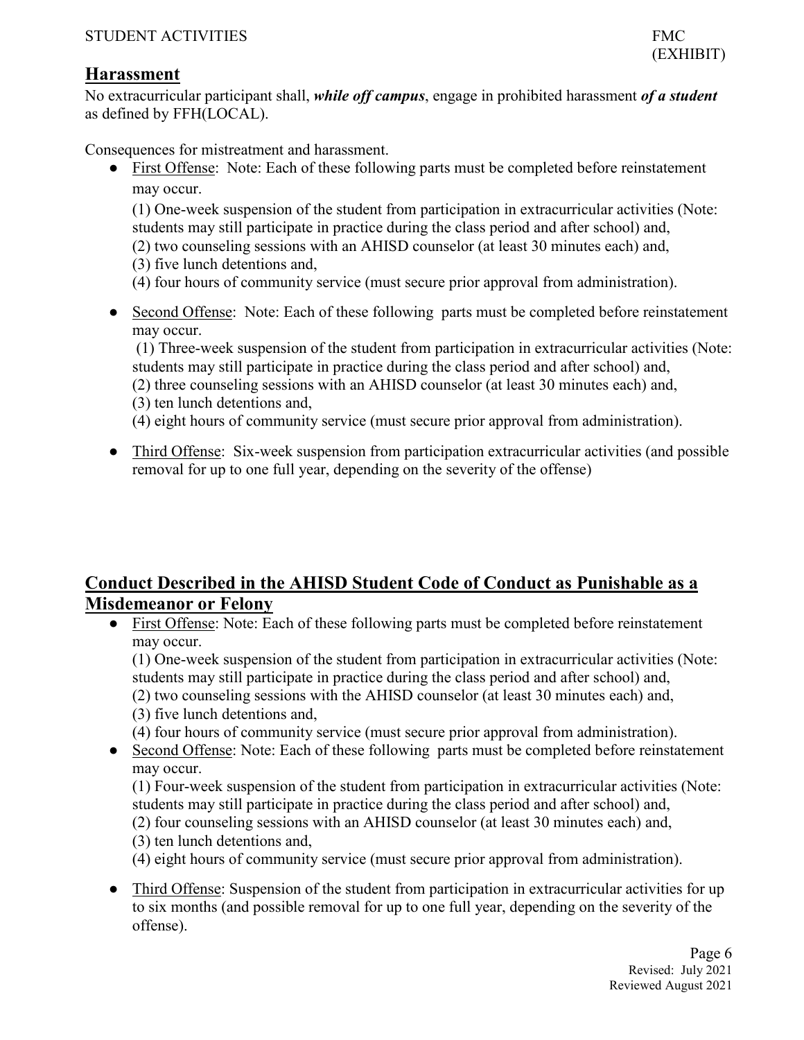## Harassment

No extracurricular participant shall, ***while off campus***, engage in prohibited harassment ***of a student*** as defined by FFH(LOCAL).

Consequences for mistreatment and harassment.

- First Offense: Note: Each of these following parts must be completed before reinstatement may occur.

  (1) One-week suspension of the student from participation in extracurricular activities (Note: students may still participate in practice during the class period and after school) and,
  (2) two counseling sessions with an AHISD counselor (at least 30 minutes each) and,
  (3) five lunch detentions and,
  (4) four hours of community service (must secure prior approval from administration).

- Second Offense: Note: Each of these following parts must be completed before reinstatement may occur.

  (1) Three-week suspension of the student from participation in extracurricular activities (Note: students may still participate in practice during the class period and after school) and,
  (2) three counseling sessions with an AHISD counselor (at least 30 minutes each) and,
  (3) ten lunch detentions and,
  (4) eight hours of community service (must secure prior approval from administration).

- Third Offense: Six-week suspension from participation extracurricular activities (and possible removal for up to one full year, depending on the severity of the offense)

## Conduct Described in the AHISD Student Code of Conduct as Punishable as a Misdemeanor or Felony

- First Offense: Note: Each of these following parts must be completed before reinstatement may occur.

  (1) One-week suspension of the student from participation in extracurricular activities (Note: students may still participate in practice during the class period and after school) and,
  (2) two counseling sessions with the AHISD counselor (at least 30 minutes each) and,
  (3) five lunch detentions and,
  (4) four hours of community service (must secure prior approval from administration).

- Second Offense: Note: Each of these following parts must be completed before reinstatement may occur.

  (1) Four-week suspension of the student from participation in extracurricular activities (Note: students may still participate in practice during the class period and after school) and,
  (2) four counseling sessions with an AHISD counselor (at least 30 minutes each) and,
  (3) ten lunch detentions and,
  (4) eight hours of community service (must secure prior approval from administration).

- Third Offense: Suspension of the student from participation in extracurricular activities for up to six months (and possible removal for up to one full year, depending on the severity of the offense).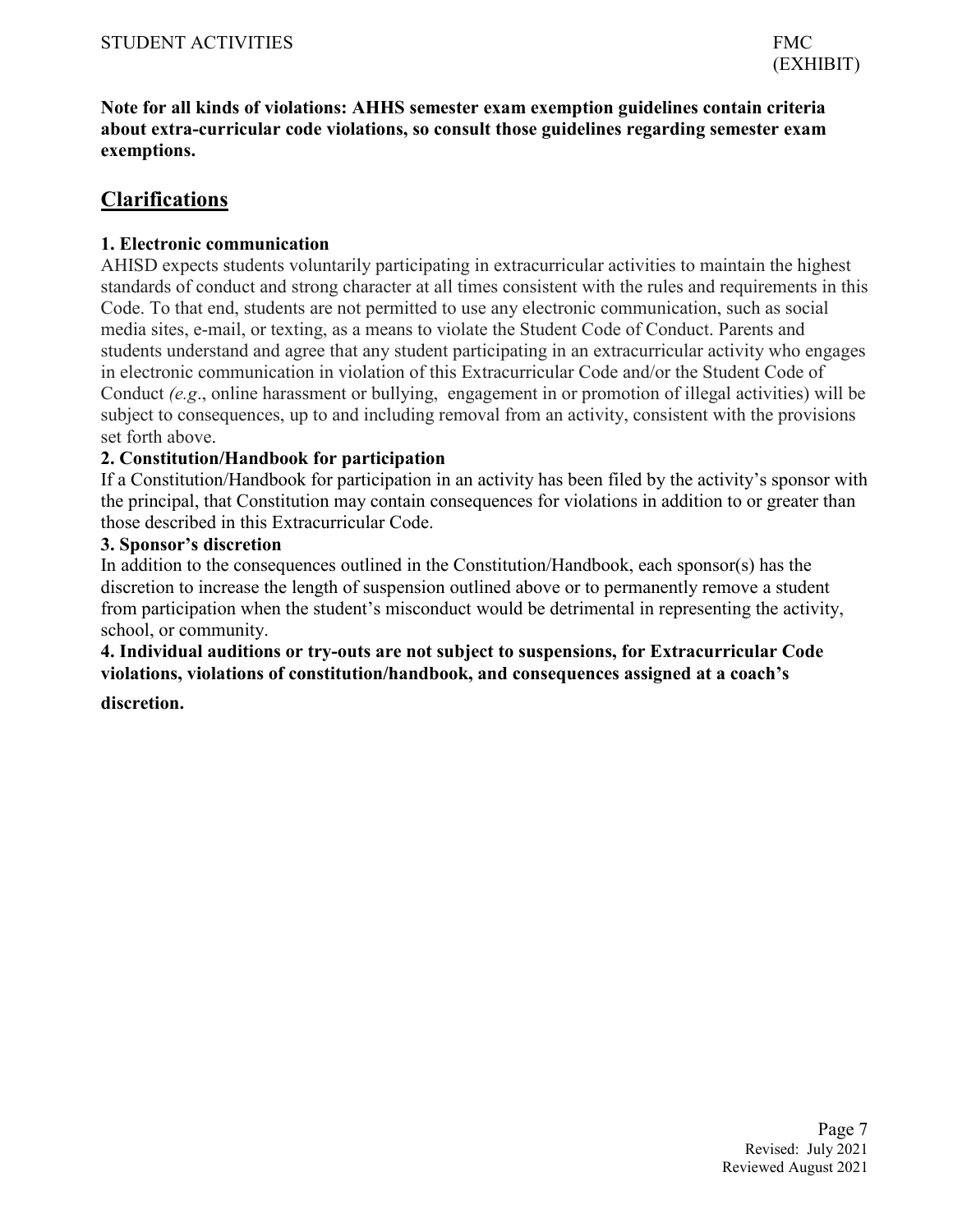**Note for all kinds of violations: AHHS semester exam exemption guidelines contain criteria about extra-curricular code violations, so consult those guidelines regarding semester exam exemptions.**

## Clarifications

**1. Electronic communication**

AHISD expects students voluntarily participating in extracurricular activities to maintain the highest standards of conduct and strong character at all times consistent with the rules and requirements in this Code. To that end, students are not permitted to use any electronic communication, such as social media sites, e-mail, or texting, as a means to violate the Student Code of Conduct. Parents and students understand and agree that any student participating in an extracurricular activity who engages in electronic communication in violation of this Extracurricular Code and/or the Student Code of Conduct *(e.g*., online harassment or bullying, engagement in or promotion of illegal activities) will be subject to consequences, up to and including removal from an activity, consistent with the provisions set forth above.

**2. Constitution/Handbook for participation**

If a Constitution/Handbook for participation in an activity has been filed by the activity's sponsor with the principal, that Constitution may contain consequences for violations in addition to or greater than those described in this Extracurricular Code.

**3. Sponsor's discretion**

In addition to the consequences outlined in the Constitution/Handbook, each sponsor(s) has the discretion to increase the length of suspension outlined above or to permanently remove a student from participation when the student's misconduct would be detrimental in representing the activity, school, or community.

**4. Individual auditions or try-outs are not subject to suspensions, for Extracurricular Code violations, violations of constitution/handbook, and consequences assigned at a coach's discretion.**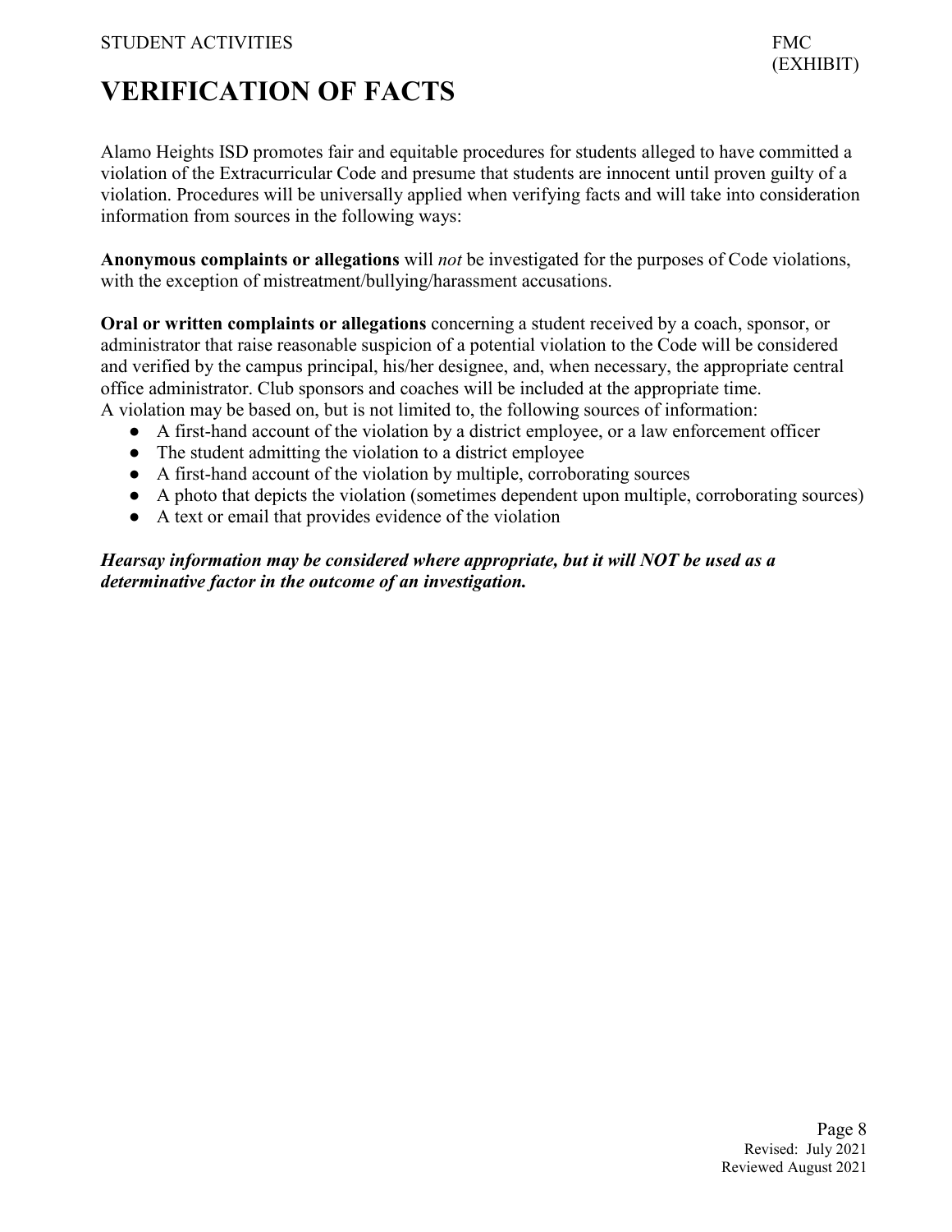# VERIFICATION OF FACTS

Alamo Heights ISD promotes fair and equitable procedures for students alleged to have committed a violation of the Extracurricular Code and presume that students are innocent until proven guilty of a violation. Procedures will be universally applied when verifying facts and will take into consideration information from sources in the following ways:

**Anonymous complaints or allegations** will *not* be investigated for the purposes of Code violations, with the exception of mistreatment/bullying/harassment accusations.

**Oral or written complaints or allegations** concerning a student received by a coach, sponsor, or administrator that raise reasonable suspicion of a potential violation to the Code will be considered and verified by the campus principal, his/her designee, and, when necessary, the appropriate central office administrator. Club sponsors and coaches will be included at the appropriate time.
A violation may be based on, but is not limited to, the following sources of information:

- A first-hand account of the violation by a district employee, or a law enforcement officer
- The student admitting the violation to a district employee
- A first-hand account of the violation by multiple, corroborating sources
- A photo that depicts the violation (sometimes dependent upon multiple, corroborating sources)
- A text or email that provides evidence of the violation

***Hearsay information may be considered where appropriate, but it will NOT be used as a determinative factor in the outcome of an investigation.***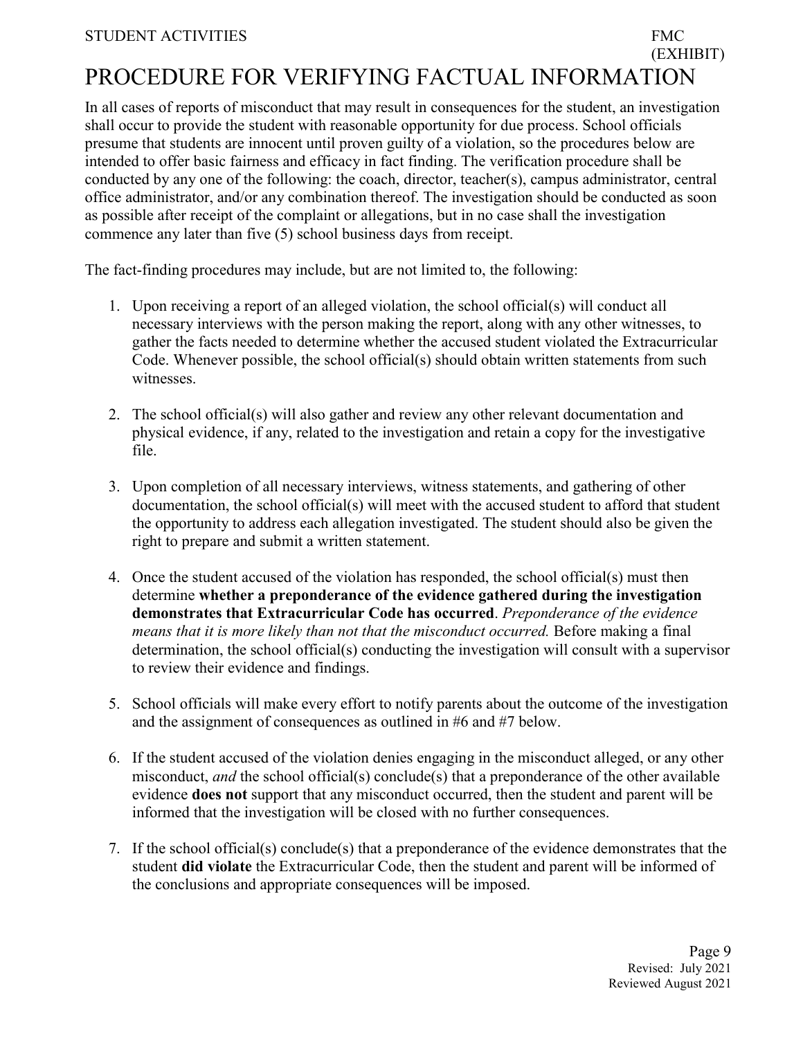# PROCEDURE FOR VERIFYING FACTUAL INFORMATION

In all cases of reports of misconduct that may result in consequences for the student, an investigation shall occur to provide the student with reasonable opportunity for due process. School officials presume that students are innocent until proven guilty of a violation, so the procedures below are intended to offer basic fairness and efficacy in fact finding. The verification procedure shall be conducted by any one of the following: the coach, director, teacher(s), campus administrator, central office administrator, and/or any combination thereof. The investigation should be conducted as soon as possible after receipt of the complaint or allegations, but in no case shall the investigation commence any later than five (5) school business days from receipt.

The fact-finding procedures may include, but are not limited to, the following:

1. Upon receiving a report of an alleged violation, the school official(s) will conduct all necessary interviews with the person making the report, along with any other witnesses, to gather the facts needed to determine whether the accused student violated the Extracurricular Code. Whenever possible, the school official(s) should obtain written statements from such witnesses.

2. The school official(s) will also gather and review any other relevant documentation and physical evidence, if any, related to the investigation and retain a copy for the investigative file.

3. Upon completion of all necessary interviews, witness statements, and gathering of other documentation, the school official(s) will meet with the accused student to afford that student the opportunity to address each allegation investigated. The student should also be given the right to prepare and submit a written statement.

4. Once the student accused of the violation has responded, the school official(s) must then determine **whether a preponderance of the evidence gathered during the investigation demonstrates that Extracurricular Code has occurred**. *Preponderance of the evidence means that it is more likely than not that the misconduct occurred.* Before making a final determination, the school official(s) conducting the investigation will consult with a supervisor to review their evidence and findings.

5. School officials will make every effort to notify parents about the outcome of the investigation and the assignment of consequences as outlined in #6 and #7 below.

6. If the student accused of the violation denies engaging in the misconduct alleged, or any other misconduct, *and* the school official(s) conclude(s) that a preponderance of the other available evidence **does not** support that any misconduct occurred, then the student and parent will be informed that the investigation will be closed with no further consequences.

7. If the school official(s) conclude(s) that a preponderance of the evidence demonstrates that the student **did violate** the Extracurricular Code, then the student and parent will be informed of the conclusions and appropriate consequences will be imposed.

Revised: July 2021
Reviewed August 2021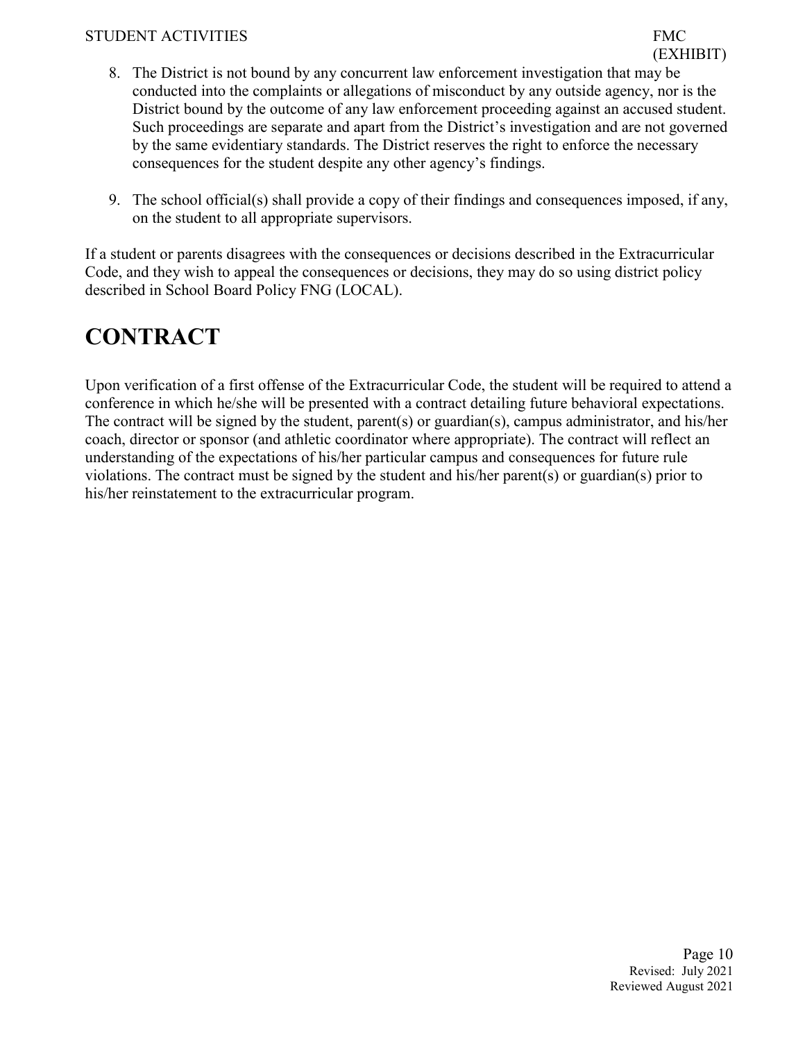8. The District is not bound by any concurrent law enforcement investigation that may be conducted into the complaints or allegations of misconduct by any outside agency, nor is the District bound by the outcome of any law enforcement proceeding against an accused student. Such proceedings are separate and apart from the District's investigation and are not governed by the same evidentiary standards. The District reserves the right to enforce the necessary consequences for the student despite any other agency's findings.

9. The school official(s) shall provide a copy of their findings and consequences imposed, if any, on the student to all appropriate supervisors.

If a student or parents disagrees with the consequences or decisions described in the Extracurricular Code, and they wish to appeal the consequences or decisions, they may do so using district policy described in School Board Policy FNG (LOCAL).

# CONTRACT

Upon verification of a first offense of the Extracurricular Code, the student will be required to attend a conference in which he/she will be presented with a contract detailing future behavioral expectations. The contract will be signed by the student, parent(s) or guardian(s), campus administrator, and his/her coach, director or sponsor (and athletic coordinator where appropriate). The contract will reflect an understanding of the expectations of his/her particular campus and consequences for future rule violations. The contract must be signed by the student and his/her parent(s) or guardian(s) prior to his/her reinstatement to the extracurricular program.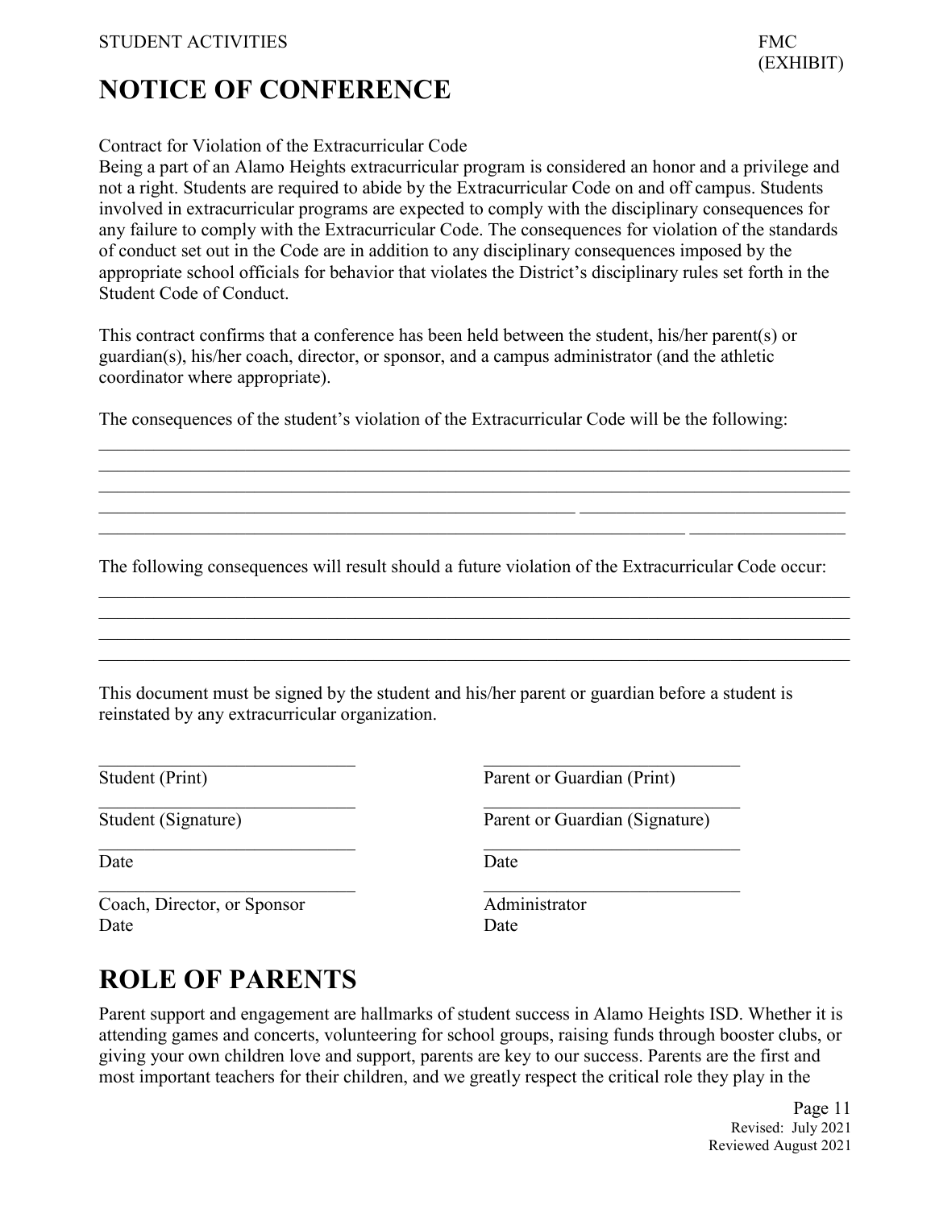# NOTICE OF CONFERENCE

Contract for Violation of the Extracurricular Code

Being a part of an Alamo Heights extracurricular program is considered an honor and a privilege and not a right. Students are required to abide by the Extracurricular Code on and off campus. Students involved in extracurricular programs are expected to comply with the disciplinary consequences for any failure to comply with the Extracurricular Code. The consequences for violation of the standards of conduct set out in the Code are in addition to any disciplinary consequences imposed by the appropriate school officials for behavior that violates the District's disciplinary rules set forth in the Student Code of Conduct.

This contract confirms that a conference has been held between the student, his/her parent(s) or guardian(s), his/her coach, director, or sponsor, and a campus administrator (and the athletic coordinator where appropriate).

The consequences of the student's violation of the Extracurricular Code will be the following:

________________________________________________________________________________
________________________________________________________________________________
________________________________________________________________________________
________________________________________________________________________________
________________________________________________________________________________

The following consequences will result should a future violation of the Extracurricular Code occur:

________________________________________________________________________________
________________________________________________________________________________
________________________________________________________________________________
________________________________________________________________________________

This document must be signed by the student and his/her parent or guardian before a student is reinstated by any extracurricular organization.

| | |
|---|---|
| ____________________________ | ____________________________ |
| Student (Print) | Parent or Guardian (Print) |
| ____________________________ | ____________________________ |
| Student (Signature) | Parent or Guardian (Signature) |
| ____________________________ | ____________________________ |
| Date | Date |
| ____________________________ | ____________________________ |
| Coach, Director, or Sponsor<br>Date | Administrator<br>Date |

# ROLE OF PARENTS

Parent support and engagement are hallmarks of student success in Alamo Heights ISD. Whether it is attending games and concerts, volunteering for school groups, raising funds through booster clubs, or giving your own children love and support, parents are key to our success. Parents are the first and most important teachers for their children, and we greatly respect the critical role they play in the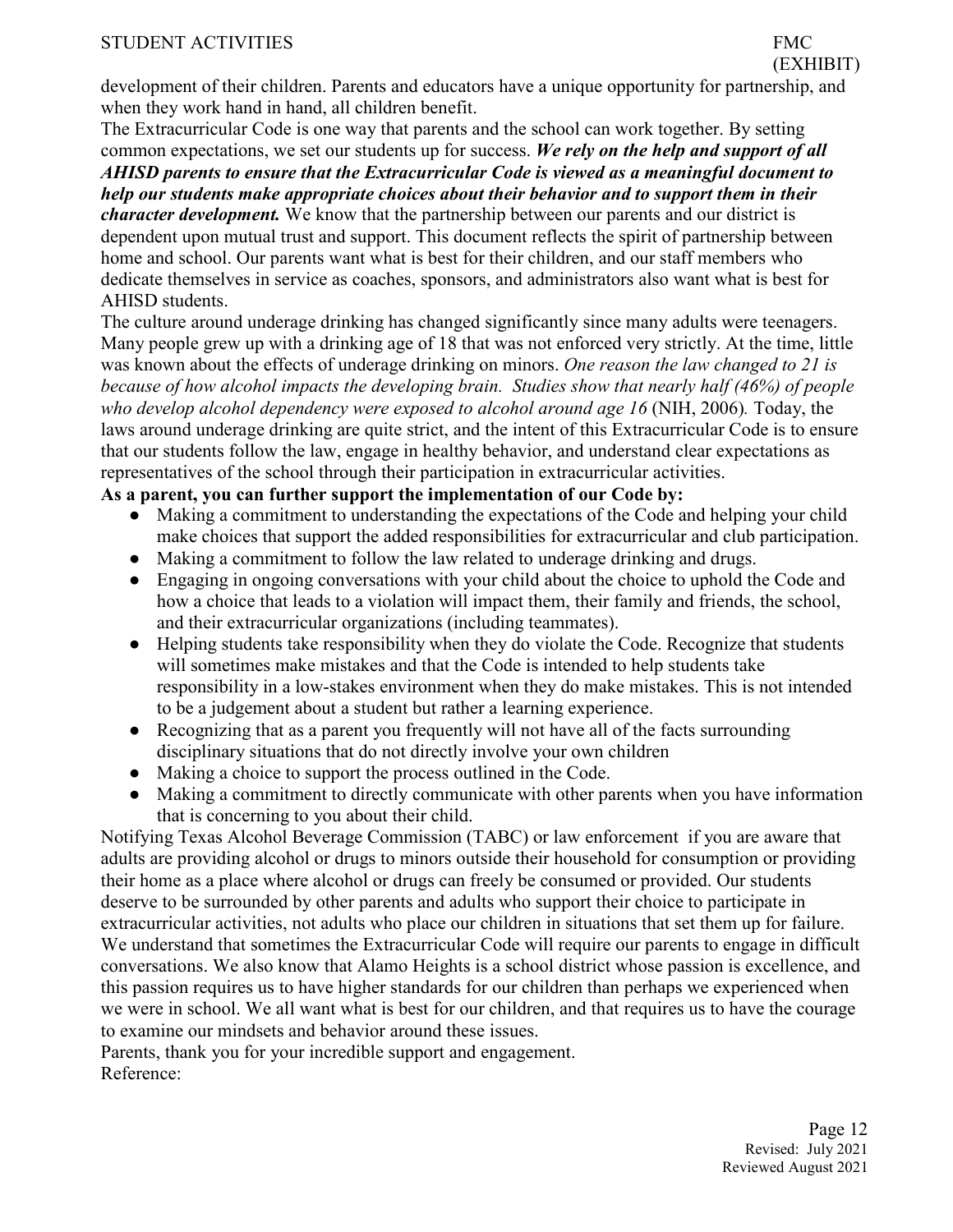development of their children. Parents and educators have a unique opportunity for partnership, and when they work hand in hand, all children benefit.

The Extracurricular Code is one way that parents and the school can work together. By setting common expectations, we set our students up for success. ***We rely on the help and support of all AHISD parents to ensure that the Extracurricular Code is viewed as a meaningful document to help our students make appropriate choices about their behavior and to support them in their character development.*** We know that the partnership between our parents and our district is dependent upon mutual trust and support. This document reflects the spirit of partnership between home and school. Our parents want what is best for their children, and our staff members who dedicate themselves in service as coaches, sponsors, and administrators also want what is best for AHISD students.

The culture around underage drinking has changed significantly since many adults were teenagers. Many people grew up with a drinking age of 18 that was not enforced very strictly. At the time, little was known about the effects of underage drinking on minors. *One reason the law changed to 21 is because of how alcohol impacts the developing brain. Studies show that nearly half (46%) of people who develop alcohol dependency were exposed to alcohol around age 16* (NIH, 2006)*.* Today, the laws around underage drinking are quite strict, and the intent of this Extracurricular Code is to ensure that our students follow the law, engage in healthy behavior, and understand clear expectations as representatives of the school through their participation in extracurricular activities.

**As a parent, you can further support the implementation of our Code by:**

- Making a commitment to understanding the expectations of the Code and helping your child make choices that support the added responsibilities for extracurricular and club participation.
- Making a commitment to follow the law related to underage drinking and drugs.
- Engaging in ongoing conversations with your child about the choice to uphold the Code and how a choice that leads to a violation will impact them, their family and friends, the school, and their extracurricular organizations (including teammates).
- Helping students take responsibility when they do violate the Code. Recognize that students will sometimes make mistakes and that the Code is intended to help students take responsibility in a low-stakes environment when they do make mistakes. This is not intended to be a judgement about a student but rather a learning experience.
- Recognizing that as a parent you frequently will not have all of the facts surrounding disciplinary situations that do not directly involve your own children
- Making a choice to support the process outlined in the Code.
- Making a commitment to directly communicate with other parents when you have information that is concerning to you about their child.

Notifying Texas Alcohol Beverage Commission (TABC) or law enforcement if you are aware that adults are providing alcohol or drugs to minors outside their household for consumption or providing their home as a place where alcohol or drugs can freely be consumed or provided. Our students deserve to be surrounded by other parents and adults who support their choice to participate in extracurricular activities, not adults who place our children in situations that set them up for failure.

We understand that sometimes the Extracurricular Code will require our parents to engage in difficult conversations. We also know that Alamo Heights is a school district whose passion is excellence, and this passion requires us to have higher standards for our children than perhaps we experienced when we were in school. We all want what is best for our children, and that requires us to have the courage to examine our mindsets and behavior around these issues.

Parents, thank you for your incredible support and engagement.

Reference: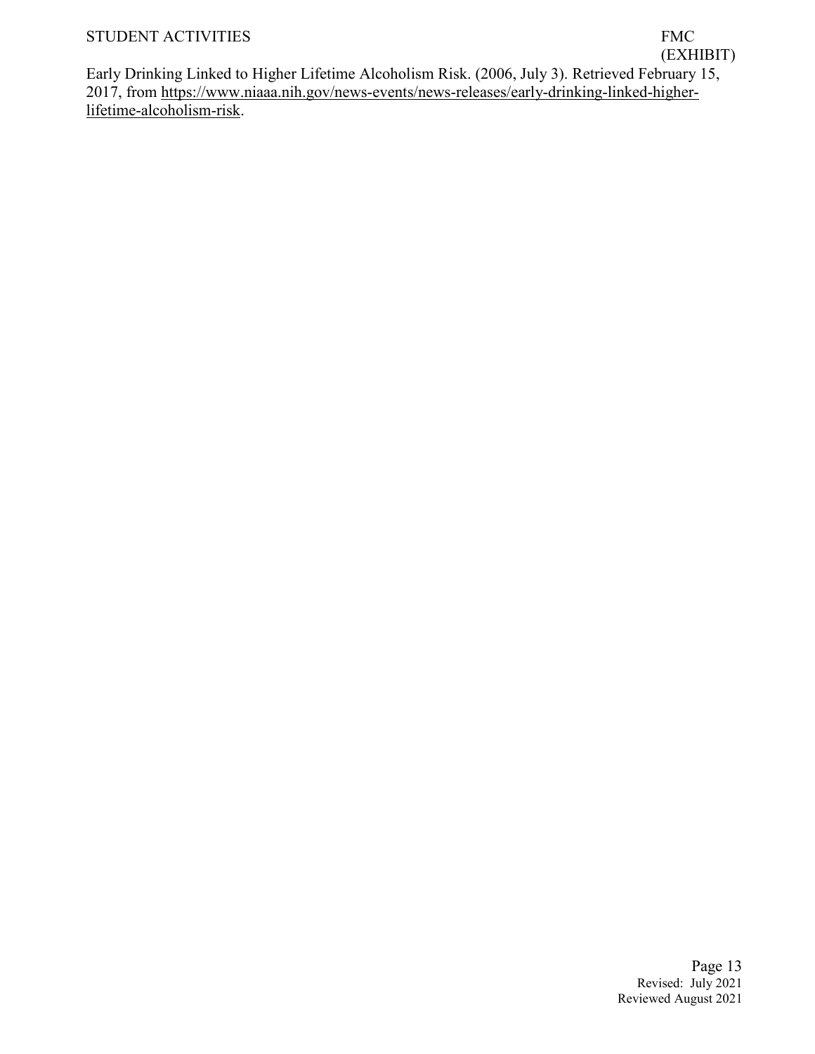Early Drinking Linked to Higher Lifetime Alcoholism Risk. (2006, July 3). Retrieved February 15, 2017, from https://www.niaaa.nih.gov/news-events/news-releases/early-drinking-linked-higher-lifetime-alcoholism-risk.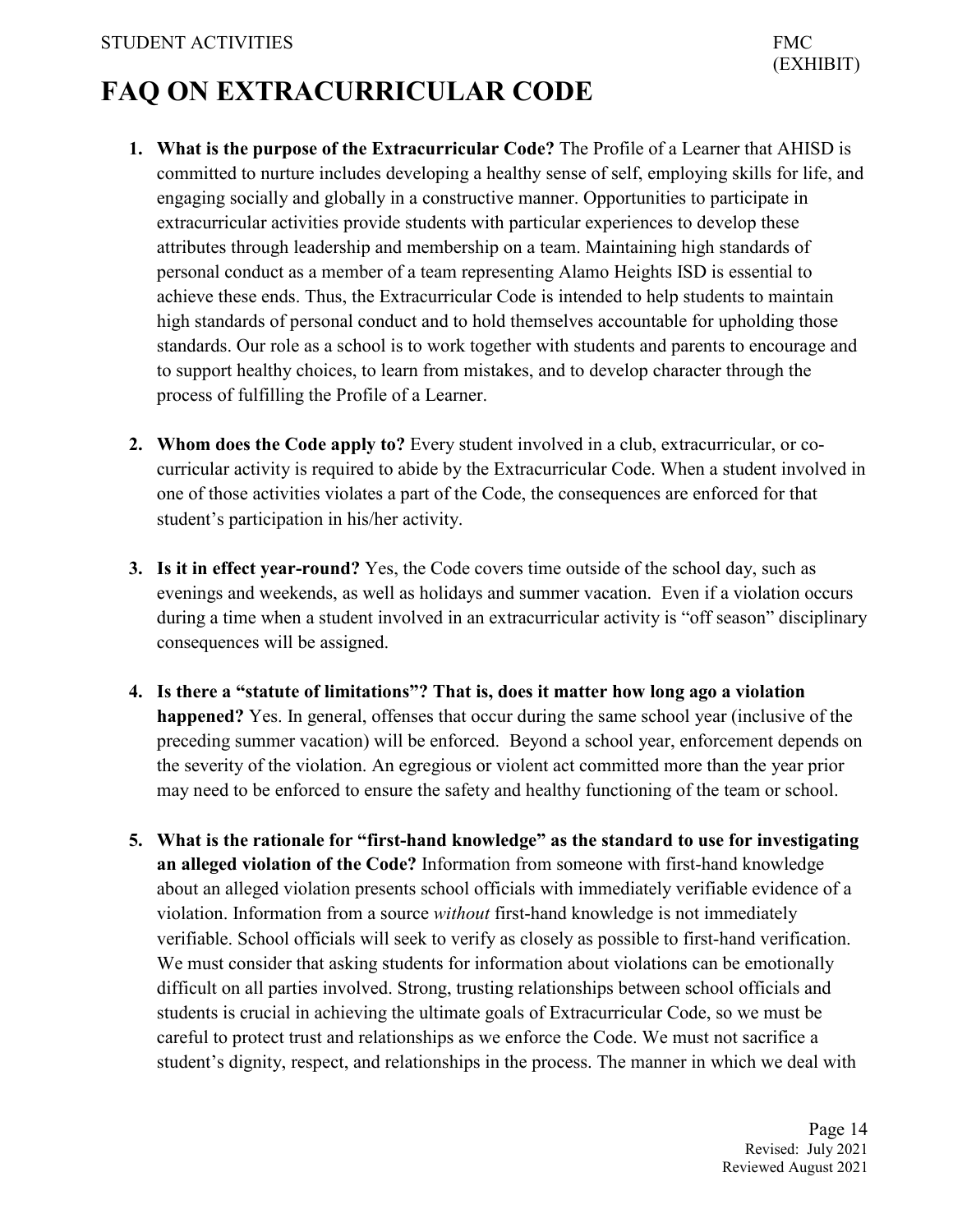# FAQ ON EXTRACURRICULAR CODE

1. **What is the purpose of the Extracurricular Code?** The Profile of a Learner that AHISD is committed to nurture includes developing a healthy sense of self, employing skills for life, and engaging socially and globally in a constructive manner. Opportunities to participate in extracurricular activities provide students with particular experiences to develop these attributes through leadership and membership on a team. Maintaining high standards of personal conduct as a member of a team representing Alamo Heights ISD is essential to achieve these ends. Thus, the Extracurricular Code is intended to help students to maintain high standards of personal conduct and to hold themselves accountable for upholding those standards. Our role as a school is to work together with students and parents to encourage and to support healthy choices, to learn from mistakes, and to develop character through the process of fulfilling the Profile of a Learner.

2. **Whom does the Code apply to?** Every student involved in a club, extracurricular, or co-curricular activity is required to abide by the Extracurricular Code. When a student involved in one of those activities violates a part of the Code, the consequences are enforced for that student's participation in his/her activity.

3. **Is it in effect year-round?** Yes, the Code covers time outside of the school day, such as evenings and weekends, as well as holidays and summer vacation. Even if a violation occurs during a time when a student involved in an extracurricular activity is "off season" disciplinary consequences will be assigned.

4. **Is there a "statute of limitations"? That is, does it matter how long ago a violation happened?** Yes. In general, offenses that occur during the same school year (inclusive of the preceding summer vacation) will be enforced. Beyond a school year, enforcement depends on the severity of the violation. An egregious or violent act committed more than the year prior may need to be enforced to ensure the safety and healthy functioning of the team or school.

5. **What is the rationale for "first-hand knowledge" as the standard to use for investigating an alleged violation of the Code?** Information from someone with first-hand knowledge about an alleged violation presents school officials with immediately verifiable evidence of a violation. Information from a source *without* first-hand knowledge is not immediately verifiable. School officials will seek to verify as closely as possible to first-hand verification. We must consider that asking students for information about violations can be emotionally difficult on all parties involved. Strong, trusting relationships between school officials and students is crucial in achieving the ultimate goals of Extracurricular Code, so we must be careful to protect trust and relationships as we enforce the Code. We must not sacrifice a student's dignity, respect, and relationships in the process. The manner in which we deal with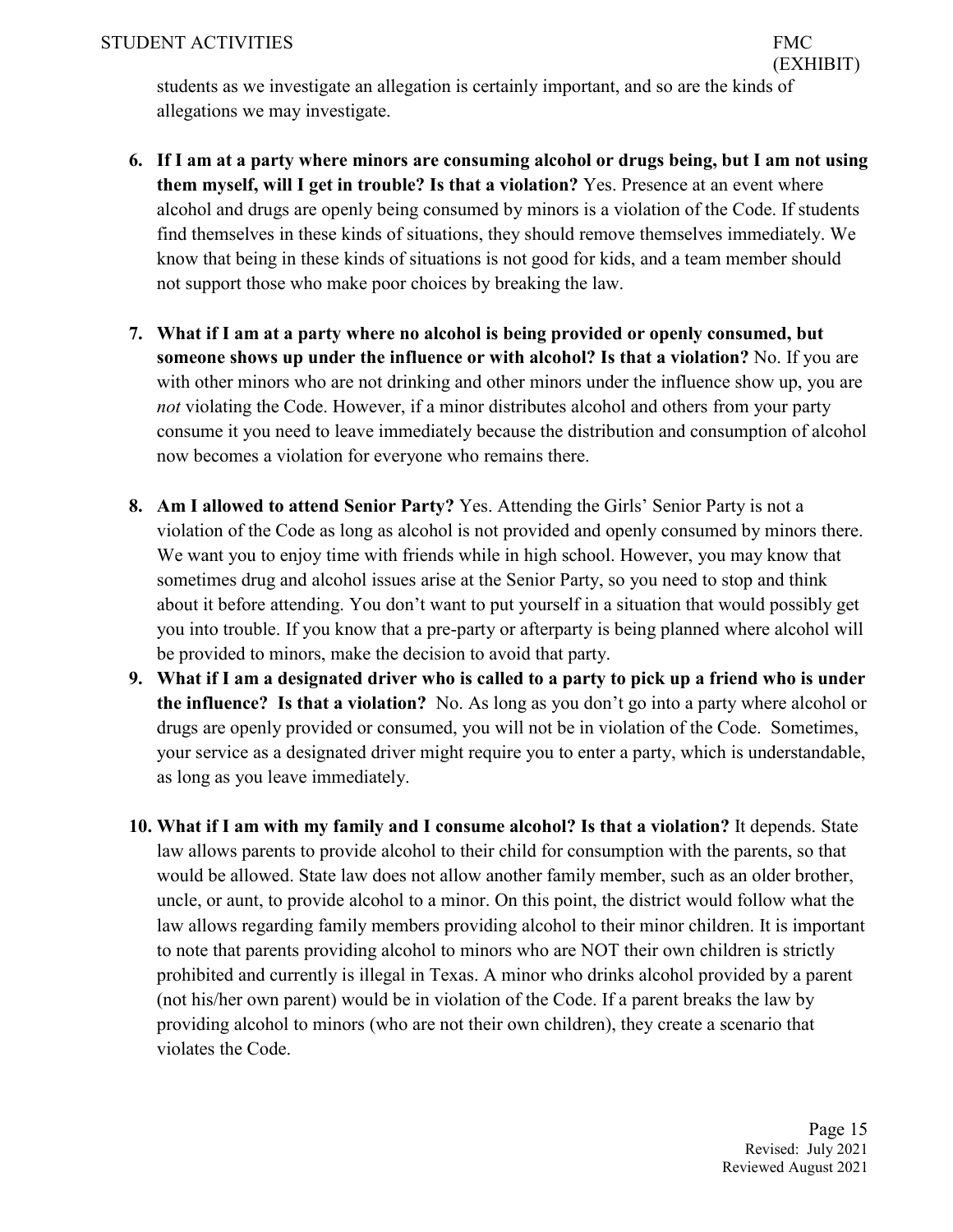students as we investigate an allegation is certainly important, and so are the kinds of allegations we may investigate.

6. **If I am at a party where minors are consuming alcohol or drugs being, but I am not using them myself, will I get in trouble? Is that a violation?** Yes. Presence at an event where alcohol and drugs are openly being consumed by minors is a violation of the Code. If students find themselves in these kinds of situations, they should remove themselves immediately. We know that being in these kinds of situations is not good for kids, and a team member should not support those who make poor choices by breaking the law.

7. **What if I am at a party where no alcohol is being provided or openly consumed, but someone shows up under the influence or with alcohol? Is that a violation?** No. If you are with other minors who are not drinking and other minors under the influence show up, you are *not* violating the Code. However, if a minor distributes alcohol and others from your party consume it you need to leave immediately because the distribution and consumption of alcohol now becomes a violation for everyone who remains there.

8. **Am I allowed to attend Senior Party?** Yes. Attending the Girls' Senior Party is not a violation of the Code as long as alcohol is not provided and openly consumed by minors there. We want you to enjoy time with friends while in high school. However, you may know that sometimes drug and alcohol issues arise at the Senior Party, so you need to stop and think about it before attending. You don't want to put yourself in a situation that would possibly get you into trouble. If you know that a pre-party or afterparty is being planned where alcohol will be provided to minors, make the decision to avoid that party.

9. **What if I am a designated driver who is called to a party to pick up a friend who is under the influence? Is that a violation?** No. As long as you don't go into a party where alcohol or drugs are openly provided or consumed, you will not be in violation of the Code. Sometimes, your service as a designated driver might require you to enter a party, which is understandable, as long as you leave immediately.

10. **What if I am with my family and I consume alcohol? Is that a violation?** It depends. State law allows parents to provide alcohol to their child for consumption with the parents, so that would be allowed. State law does not allow another family member, such as an older brother, uncle, or aunt, to provide alcohol to a minor. On this point, the district would follow what the law allows regarding family members providing alcohol to their minor children. It is important to note that parents providing alcohol to minors who are NOT their own children is strictly prohibited and currently is illegal in Texas. A minor who drinks alcohol provided by a parent (not his/her own parent) would be in violation of the Code. If a parent breaks the law by providing alcohol to minors (who are not their own children), they create a scenario that violates the Code.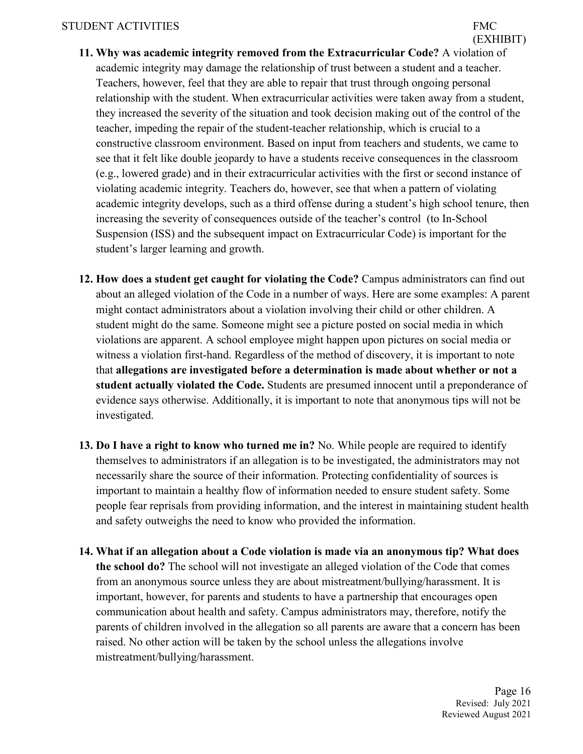11. **Why was academic integrity removed from the Extracurricular Code?** A violation of academic integrity may damage the relationship of trust between a student and a teacher. Teachers, however, feel that they are able to repair that trust through ongoing personal relationship with the student. When extracurricular activities were taken away from a student, they increased the severity of the situation and took decision making out of the control of the teacher, impeding the repair of the student-teacher relationship, which is crucial to a constructive classroom environment. Based on input from teachers and students, we came to see that it felt like double jeopardy to have a students receive consequences in the classroom (e.g., lowered grade) and in their extracurricular activities with the first or second instance of violating academic integrity. Teachers do, however, see that when a pattern of violating academic integrity develops, such as a third offense during a student's high school tenure, then increasing the severity of consequences outside of the teacher's control (to In-School Suspension (ISS) and the subsequent impact on Extracurricular Code) is important for the student's larger learning and growth.

12. **How does a student get caught for violating the Code?** Campus administrators can find out about an alleged violation of the Code in a number of ways. Here are some examples: A parent might contact administrators about a violation involving their child or other children. A student might do the same. Someone might see a picture posted on social media in which violations are apparent. A school employee might happen upon pictures on social media or witness a violation first-hand. Regardless of the method of discovery, it is important to note that **allegations are investigated before a determination is made about whether or not a student actually violated the Code.** Students are presumed innocent until a preponderance of evidence says otherwise. Additionally, it is important to note that anonymous tips will not be investigated.

13. **Do I have a right to know who turned me in?** No. While people are required to identify themselves to administrators if an allegation is to be investigated, the administrators may not necessarily share the source of their information. Protecting confidentiality of sources is important to maintain a healthy flow of information needed to ensure student safety. Some people fear reprisals from providing information, and the interest in maintaining student health and safety outweighs the need to know who provided the information.

14. **What if an allegation about a Code violation is made via an anonymous tip? What does the school do?** The school will not investigate an alleged violation of the Code that comes from an anonymous source unless they are about mistreatment/bullying/harassment. It is important, however, for parents and students to have a partnership that encourages open communication about health and safety. Campus administrators may, therefore, notify the parents of children involved in the allegation so all parents are aware that a concern has been raised. No other action will be taken by the school unless the allegations involve mistreatment/bullying/harassment.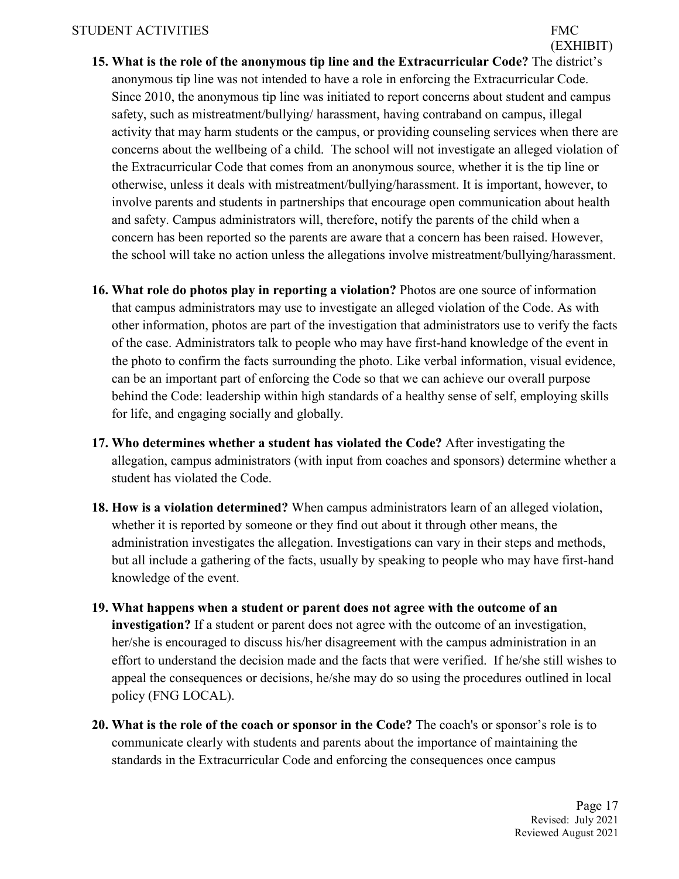15. **What is the role of the anonymous tip line and the Extracurricular Code?** The district's anonymous tip line was not intended to have a role in enforcing the Extracurricular Code. Since 2010, the anonymous tip line was initiated to report concerns about student and campus safety, such as mistreatment/bullying/ harassment, having contraband on campus, illegal activity that may harm students or the campus, or providing counseling services when there are concerns about the wellbeing of a child. The school will not investigate an alleged violation of the Extracurricular Code that comes from an anonymous source, whether it is the tip line or otherwise, unless it deals with mistreatment/bullying/harassment. It is important, however, to involve parents and students in partnerships that encourage open communication about health and safety. Campus administrators will, therefore, notify the parents of the child when a concern has been reported so the parents are aware that a concern has been raised. However, the school will take no action unless the allegations involve mistreatment/bullying/harassment.

16. **What role do photos play in reporting a violation?** Photos are one source of information that campus administrators may use to investigate an alleged violation of the Code. As with other information, photos are part of the investigation that administrators use to verify the facts of the case. Administrators talk to people who may have first-hand knowledge of the event in the photo to confirm the facts surrounding the photo. Like verbal information, visual evidence, can be an important part of enforcing the Code so that we can achieve our overall purpose behind the Code: leadership within high standards of a healthy sense of self, employing skills for life, and engaging socially and globally.

17. **Who determines whether a student has violated the Code?** After investigating the allegation, campus administrators (with input from coaches and sponsors) determine whether a student has violated the Code.

18. **How is a violation determined?** When campus administrators learn of an alleged violation, whether it is reported by someone or they find out about it through other means, the administration investigates the allegation. Investigations can vary in their steps and methods, but all include a gathering of the facts, usually by speaking to people who may have first-hand knowledge of the event.

19. **What happens when a student or parent does not agree with the outcome of an investigation?** If a student or parent does not agree with the outcome of an investigation, her/she is encouraged to discuss his/her disagreement with the campus administration in an effort to understand the decision made and the facts that were verified. If he/she still wishes to appeal the consequences or decisions, he/she may do so using the procedures outlined in local policy (FNG LOCAL).

20. **What is the role of the coach or sponsor in the Code?** The coach's or sponsor's role is to communicate clearly with students and parents about the importance of maintaining the standards in the Extracurricular Code and enforcing the consequences once campus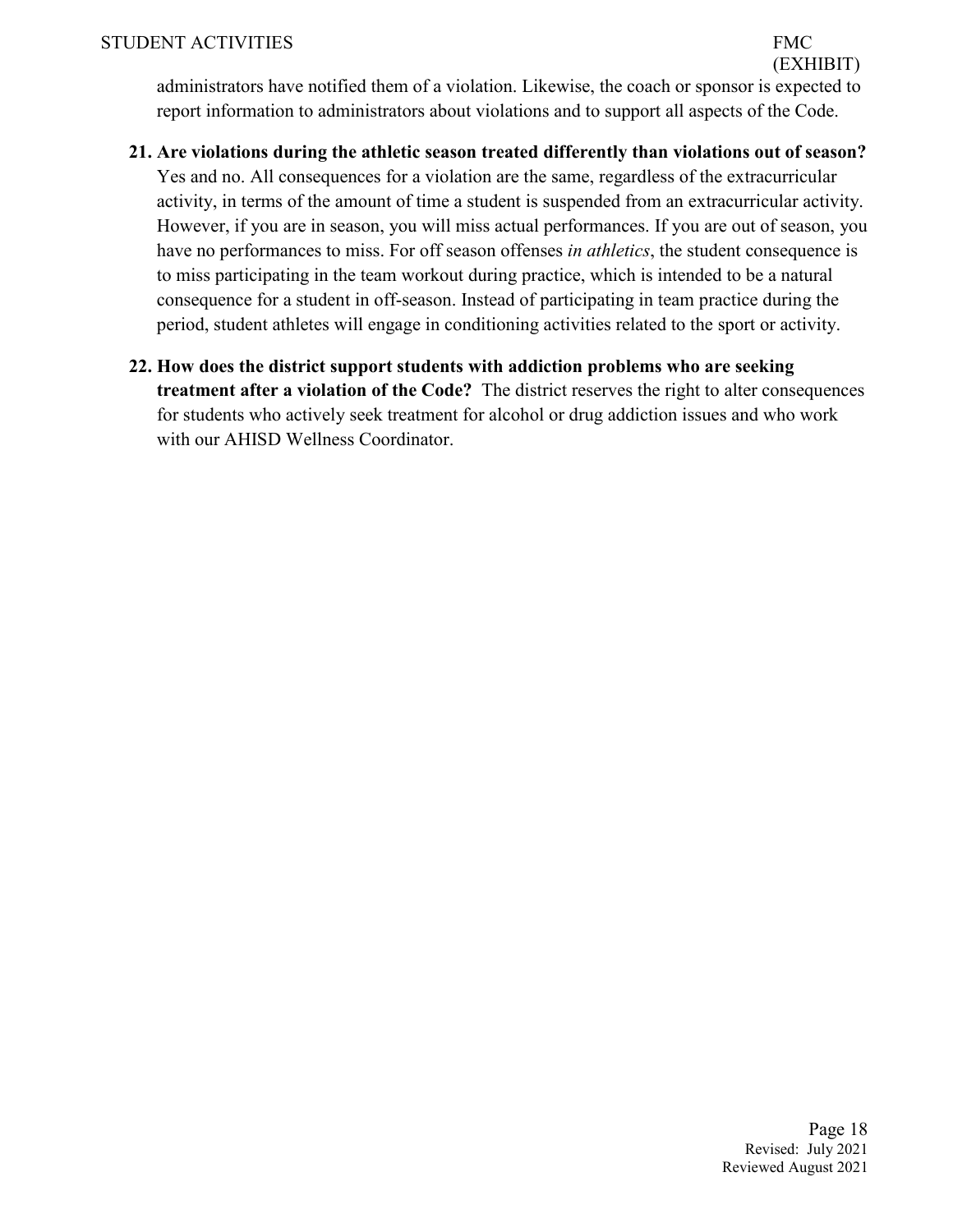administrators have notified them of a violation. Likewise, the coach or sponsor is expected to report information to administrators about violations and to support all aspects of the Code.

21. **Are violations during the athletic season treated differently than violations out of season?** Yes and no. All consequences for a violation are the same, regardless of the extracurricular activity, in terms of the amount of time a student is suspended from an extracurricular activity. However, if you are in season, you will miss actual performances. If you are out of season, you have no performances to miss. For off season offenses *in athletics*, the student consequence is to miss participating in the team workout during practice, which is intended to be a natural consequence for a student in off-season. Instead of participating in team practice during the period, student athletes will engage in conditioning activities related to the sport or activity.

22. **How does the district support students with addiction problems who are seeking treatment after a violation of the Code?** The district reserves the right to alter consequences for students who actively seek treatment for alcohol or drug addiction issues and who work with our AHISD Wellness Coordinator.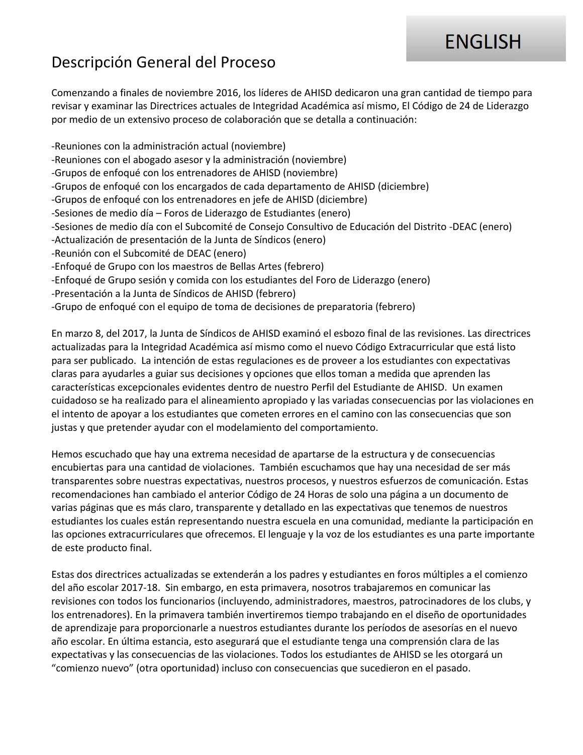ENGLISH

# Descripción General del Proceso

Comenzando a finales de noviembre 2016, los líderes de AHISD dedicaron una gran cantidad de tiempo para revisar y examinar las Directrices actuales de Integridad Académica así mismo, El Código de 24 de Liderazgo por medio de un extensivo proceso de colaboración que se detalla a continuación:

-Reuniones con la administración actual (noviembre)
-Reuniones con el abogado asesor y la administración (noviembre)
-Grupos de enfoqué con los entrenadores de AHISD (noviembre)
-Grupos de enfoqué con los encargados de cada departamento de AHISD (diciembre)
-Grupos de enfoqué con los entrenadores en jefe de AHISD (diciembre)
-Sesiones de medio día – Foros de Liderazgo de Estudiantes (enero)
-Sesiones de medio día con el Subcomité de Consejo Consultivo de Educación del Distrito -DEAC (enero)
-Actualización de presentación de la Junta de Síndicos (enero)
-Reunión con el Subcomité de DEAC (enero)
-Enfoqué de Grupo con los maestros de Bellas Artes (febrero)
-Enfoqué de Grupo sesión y comida con los estudiantes del Foro de Liderazgo (enero)
-Presentación a la Junta de Síndicos de AHISD (febrero)
-Grupo de enfoqué con el equipo de toma de decisiones de preparatoria (febrero)

En marzo 8, del 2017, la Junta de Síndicos de AHISD examinó el esbozo final de las revisiones. Las directrices actualizadas para la Integridad Académica así mismo como el nuevo Código Extracurricular que está listo para ser publicado. La intención de estas regulaciones es de proveer a los estudiantes con expectativas claras para ayudarles a guiar sus decisiones y opciones que ellos toman a medida que aprenden las características excepcionales evidentes dentro de nuestro Perfil del Estudiante de AHISD. Un examen cuidadoso se ha realizado para el alineamiento apropiado y las variadas consecuencias por las violaciones en el intento de apoyar a los estudiantes que cometen errores en el camino con las consecuencias que son justas y que pretender ayudar con el modelamiento del comportamiento.

Hemos escuchado que hay una extrema necesidad de apartarse de la estructura y de consecuencias encubiertas para una cantidad de violaciones. También escuchamos que hay una necesidad de ser más transparentes sobre nuestras expectativas, nuestros procesos, y nuestros esfuerzos de comunicación. Estas recomendaciones han cambiado el anterior Código de 24 Horas de solo una página a un documento de varias páginas que es más claro, transparente y detallado en las expectativas que tenemos de nuestros estudiantes los cuales están representando nuestra escuela en una comunidad, mediante la participación en las opciones extracurriculares que ofrecemos. El lenguaje y la voz de los estudiantes es una parte importante de este producto final.

Estas dos directrices actualizadas se extenderán a los padres y estudiantes en foros múltiples a el comienzo del año escolar 2017-18. Sin embargo, en esta primavera, nosotros trabajaremos en comunicar las revisiones con todos los funcionarios (incluyendo, administradores, maestros, patrocinadores de los clubs, y los entrenadores). En la primavera también invertiremos tiempo trabajando en el diseño de oportunidades de aprendizaje para proporcionarle a nuestros estudiantes durante los períodos de asesorías en el nuevo año escolar. En última estancia, esto asegurará que el estudiante tenga una comprensión clara de las expectativas y las consecuencias de las violaciones. Todos los estudiantes de AHISD se les otorgará un "comienzo nuevo" (otra oportunidad) incluso con consecuencias que sucedieron en el pasado.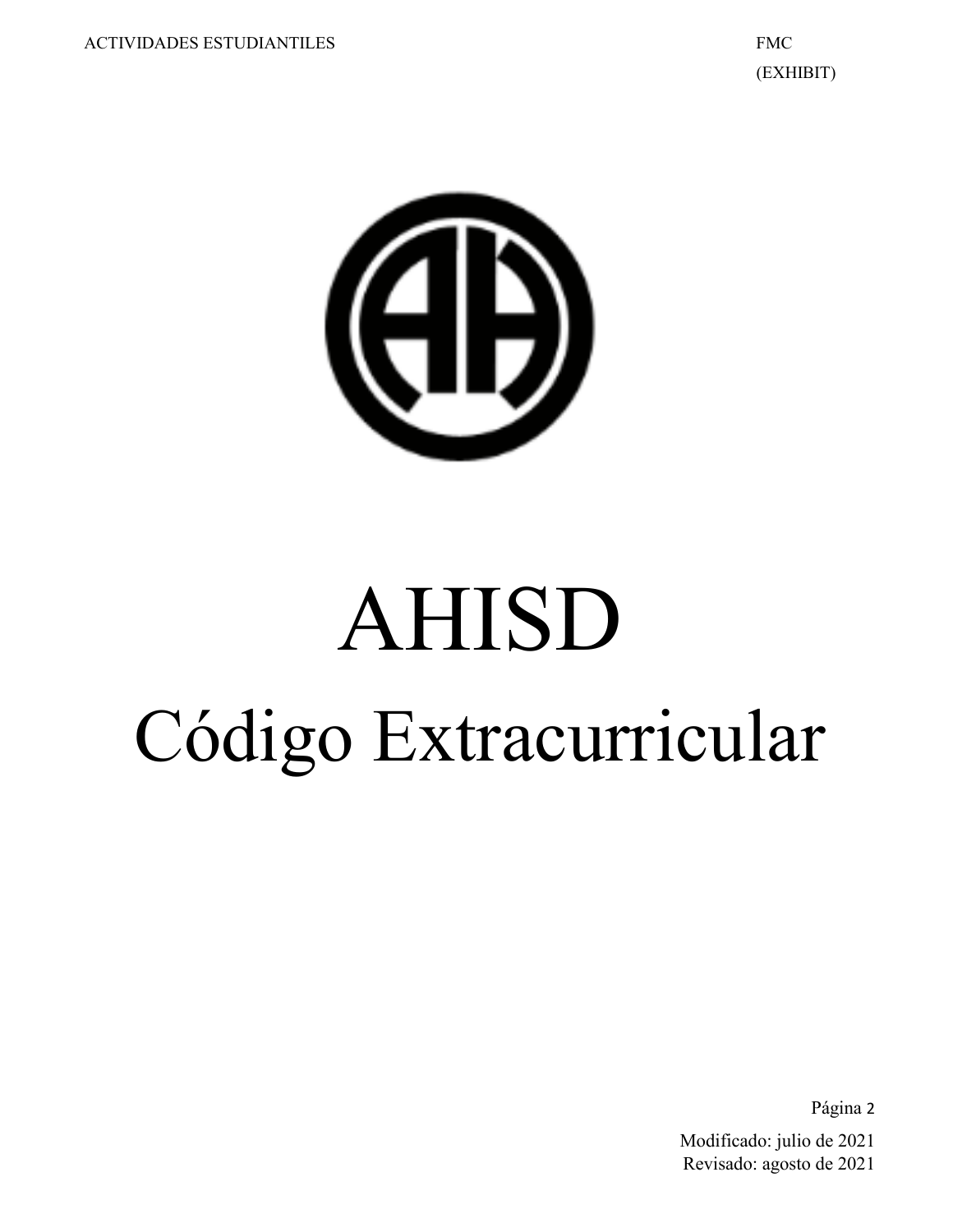# AHISD

## Código Extracurricular

Modificado: julio de 2021
Revisado: agosto de 2021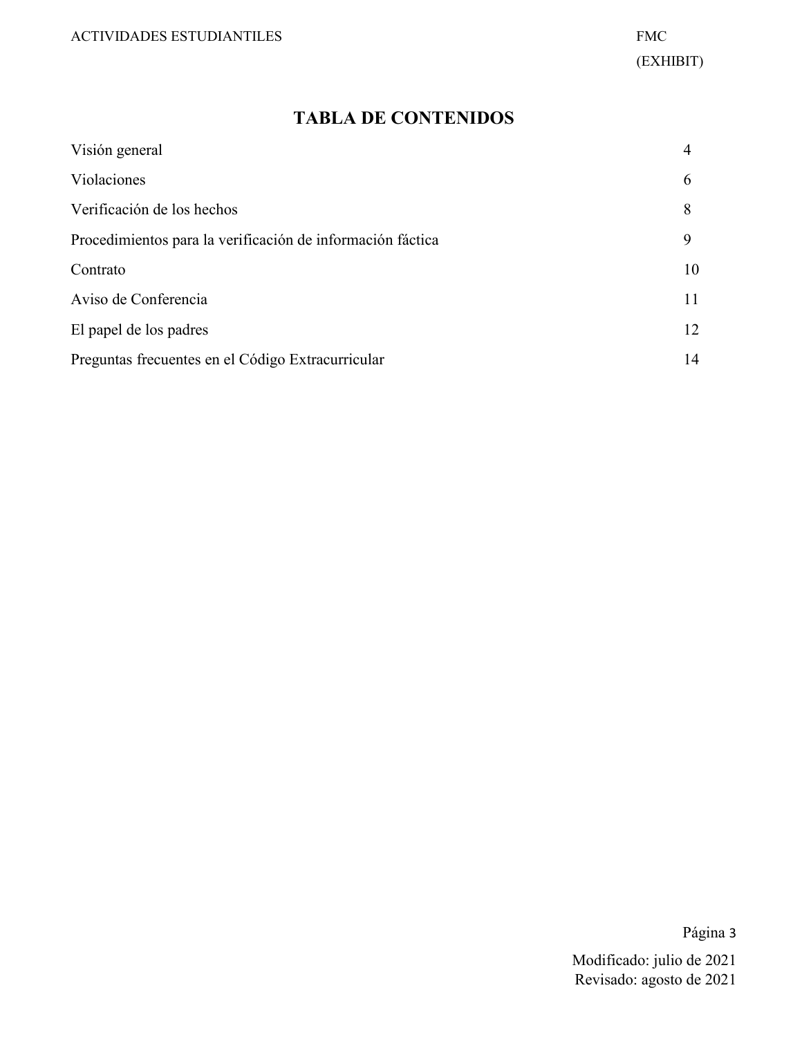# TABLA DE CONTENIDOS

| | |
|---|---|
| Visión general | 4 |
| Violaciones | 6 |
| Verificación de los hechos | 8 |
| Procedimientos para la verificación de información fáctica | 9 |
| Contrato | 10 |
| Aviso de Conferencia | 11 |
| El papel de los padres | 12 |
| Preguntas frecuentes en el Código Extracurricular | 14 |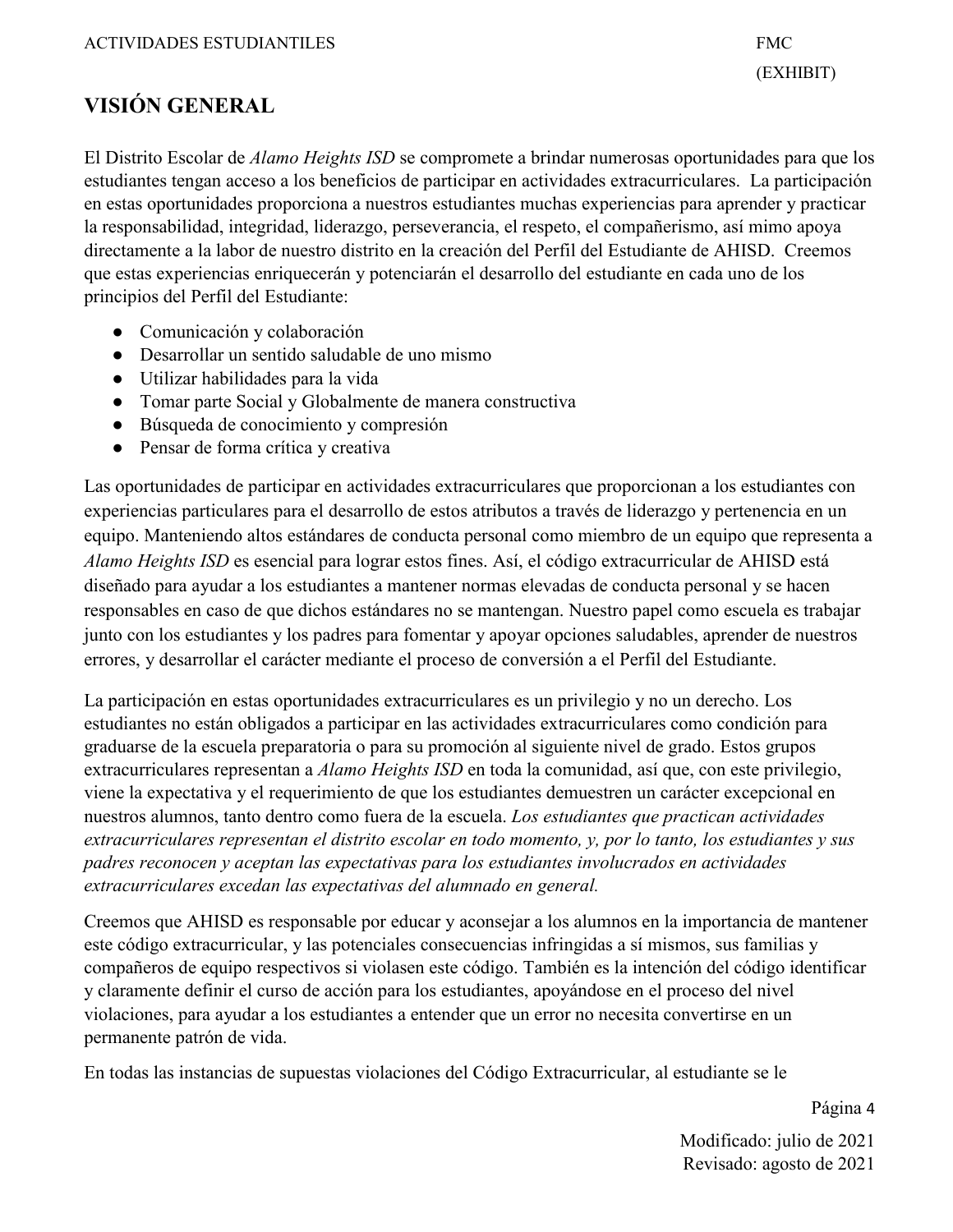# VISIÓN GENERAL

El Distrito Escolar de *Alamo Heights ISD* se compromete a brindar numerosas oportunidades para que los estudiantes tengan acceso a los beneficios de participar en actividades extracurriculares. La participación en estas oportunidades proporciona a nuestros estudiantes muchas experiencias para aprender y practicar la responsabilidad, integridad, liderazgo, perseverancia, el respeto, el compañerismo, así mimo apoya directamente a la labor de nuestro distrito en la creación del Perfil del Estudiante de AHISD. Creemos que estas experiencias enriquecerán y potenciarán el desarrollo del estudiante en cada uno de los principios del Perfil del Estudiante:

- Comunicación y colaboración
- Desarrollar un sentido saludable de uno mismo
- Utilizar habilidades para la vida
- Tomar parte Social y Globalmente de manera constructiva
- Búsqueda de conocimiento y compresión
- Pensar de forma crítica y creativa

Las oportunidades de participar en actividades extracurriculares que proporcionan a los estudiantes con experiencias particulares para el desarrollo de estos atributos a través de liderazgo y pertenencia en un equipo. Manteniendo altos estándares de conducta personal como miembro de un equipo que representa a *Alamo Heights ISD* es esencial para lograr estos fines. Así, el código extracurricular de AHISD está diseñado para ayudar a los estudiantes a mantener normas elevadas de conducta personal y se hacen responsables en caso de que dichos estándares no se mantengan. Nuestro papel como escuela es trabajar junto con los estudiantes y los padres para fomentar y apoyar opciones saludables, aprender de nuestros errores, y desarrollar el carácter mediante el proceso de conversión a el Perfil del Estudiante.

La participación en estas oportunidades extracurriculares es un privilegio y no un derecho. Los estudiantes no están obligados a participar en las actividades extracurriculares como condición para graduarse de la escuela preparatoria o para su promoción al siguiente nivel de grado. Estos grupos extracurriculares representan a *Alamo Heights ISD* en toda la comunidad, así que, con este privilegio, viene la expectativa y el requerimiento de que los estudiantes demuestren un carácter excepcional en nuestros alumnos, tanto dentro como fuera de la escuela. *Los estudiantes que practican actividades extracurriculares representan el distrito escolar en todo momento, y, por lo tanto, los estudiantes y sus padres reconocen y aceptan las expectativas para los estudiantes involucrados en actividades extracurriculares excedan las expectativas del alumnado en general.*

Creemos que AHISD es responsable por educar y aconsejar a los alumnos en la importancia de mantener este código extracurricular, y las potenciales consecuencias infringidas a sí mismos, sus familias y compañeros de equipo respectivos si violasen este código. También es la intención del código identificar y claramente definir el curso de acción para los estudiantes, apoyándose en el proceso del nivel violaciones, para ayudar a los estudiantes a entender que un error no necesita convertirse en un permanente patrón de vida.

En todas las instancias de supuestas violaciones del Código Extracurricular, al estudiante se le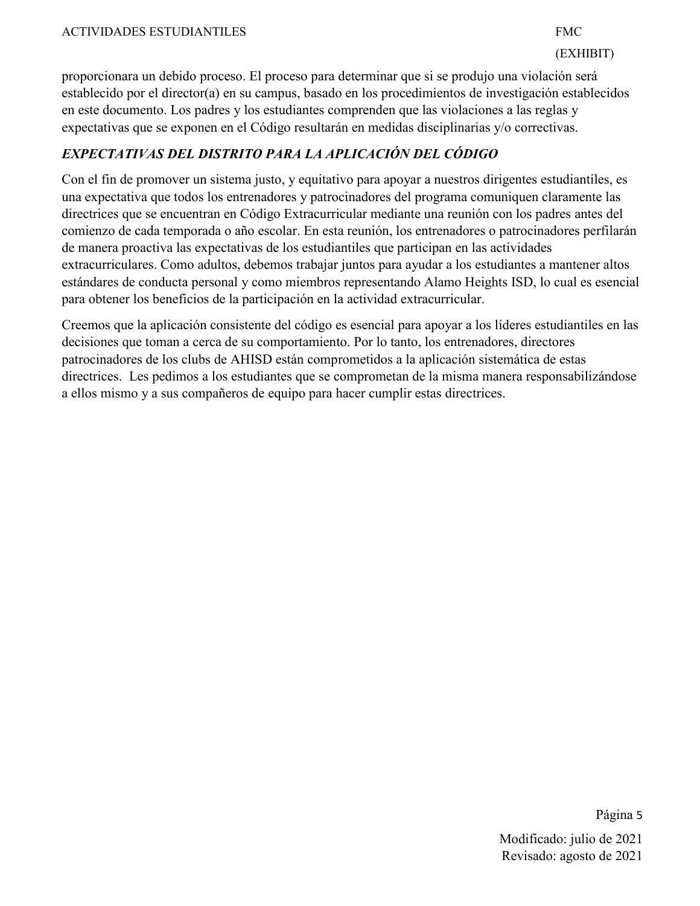proporcionara un debido proceso. El proceso para determinar que si se produjo una violación será establecido por el director(a) en su campus, basado en los procedimientos de investigación establecidos en este documento. Los padres y los estudiantes comprenden que las violaciones a las reglas y expectativas que se exponen en el Código resultarán en medidas disciplinarias y/o correctivas.

***EXPECTATIVAS DEL DISTRITO PARA LA APLICACIÓN DEL CÓDIGO***

Con el fin de promover un sistema justo, y equitativo para apoyar a nuestros dirigentes estudiantiles, es una expectativa que todos los entrenadores y patrocinadores del programa comuniquen claramente las directrices que se encuentran en Código Extracurricular mediante una reunión con los padres antes del comienzo de cada temporada o año escolar. En esta reunión, los entrenadores o patrocinadores perfilarán de manera proactiva las expectativas de los estudiantiles que participan en las actividades extracurriculares. Como adultos, debemos trabajar juntos para ayudar a los estudiantes a mantener altos estándares de conducta personal y como miembros representando Alamo Heights ISD, lo cual es esencial para obtener los beneficios de la participación en la actividad extracurricular.

Creemos que la aplicación consistente del código es esencial para apoyar a los líderes estudiantiles en las decisiones que toman a cerca de su comportamiento. Por lo tanto, los entrenadores, directores patrocinadores de los clubs de AHISD están comprometidos a la aplicación sistemática de estas directrices. Les pedimos a los estudiantes que se comprometan de la misma manera responsabilizándose a ellos mismo y a sus compañeros de equipo para hacer cumplir estas directrices.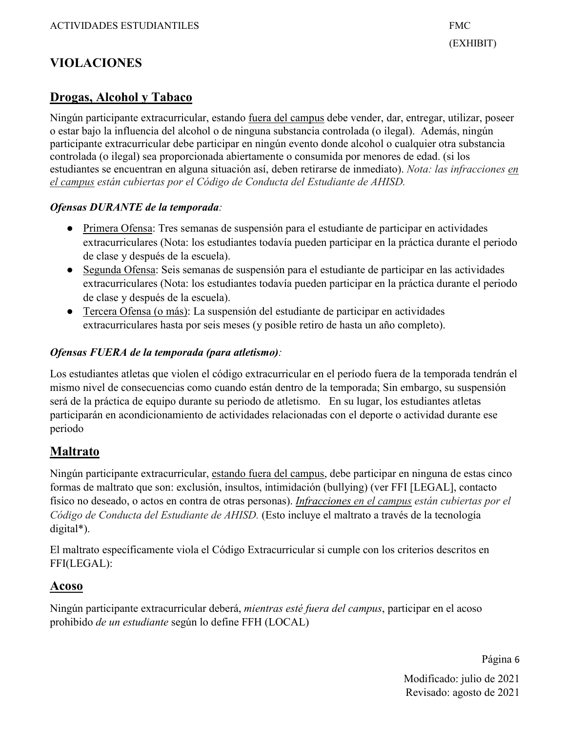## VIOLACIONES

### Drogas, Alcohol y Tabaco

Ningún participante extracurricular, estando fuera del campus debe vender, dar, entregar, utilizar, poseer o estar bajo la influencia del alcohol o de ninguna substancia controlada (o ilegal). Además, ningún participante extracurricular debe participar en ningún evento donde alcohol o cualquier otra substancia controlada (o ilegal) sea proporcionada abiertamente o consumida por menores de edad. (si los estudiantes se encuentran en alguna situación así, deben retirarse de inmediato). *Nota: las infracciones en el campus están cubiertas por el Código de Conducta del Estudiante de AHISD.*

***Ofensas DURANTE de la temporada*:**

- Primera Ofensa: Tres semanas de suspensión para el estudiante de participar en actividades extracurriculares (Nota: los estudiantes todavía pueden participar en la práctica durante el periodo de clase y después de la escuela).
- Segunda Ofensa: Seis semanas de suspensión para el estudiante de participar en las actividades extracurriculares (Nota: los estudiantes todavía pueden participar en la práctica durante el periodo de clase y después de la escuela).
- Tercera Ofensa (o más): La suspensión del estudiante de participar en actividades extracurriculares hasta por seis meses (y posible retiro de hasta un año completo).

***Ofensas FUERA de la temporada (para atletismo)*:**

Los estudiantes atletas que violen el código extracurricular en el período fuera de la temporada tendrán el mismo nivel de consecuencias como cuando están dentro de la temporada; Sin embargo, su suspensión será de la práctica de equipo durante su periodo de atletismo. En su lugar, los estudiantes atletas participarán en acondicionamiento de actividades relacionadas con el deporte o actividad durante ese periodo

### Maltrato

Ningún participante extracurricular, estando fuera del campus, debe participar en ninguna de estas cinco formas de maltrato que son: exclusión, insultos, intimidación (bullying) (ver FFI [LEGAL], contacto físico no deseado, o actos en contra de otras personas). *Infracciones en el campus están cubiertas por el Código de Conducta del Estudiante de AHISD.* (Esto incluye el maltrato a través de la tecnología digital*).

El maltrato específicamente viola el Código Extracurricular si cumple con los criterios descritos en FFI(LEGAL):

### Acoso

Ningún participante extracurricular deberá, *mientras esté fuera del campus*, participar en el acoso prohibido *de un estudiante* según lo define FFH (LOCAL)

Modificado: julio de 2021
Revisado: agosto de 2021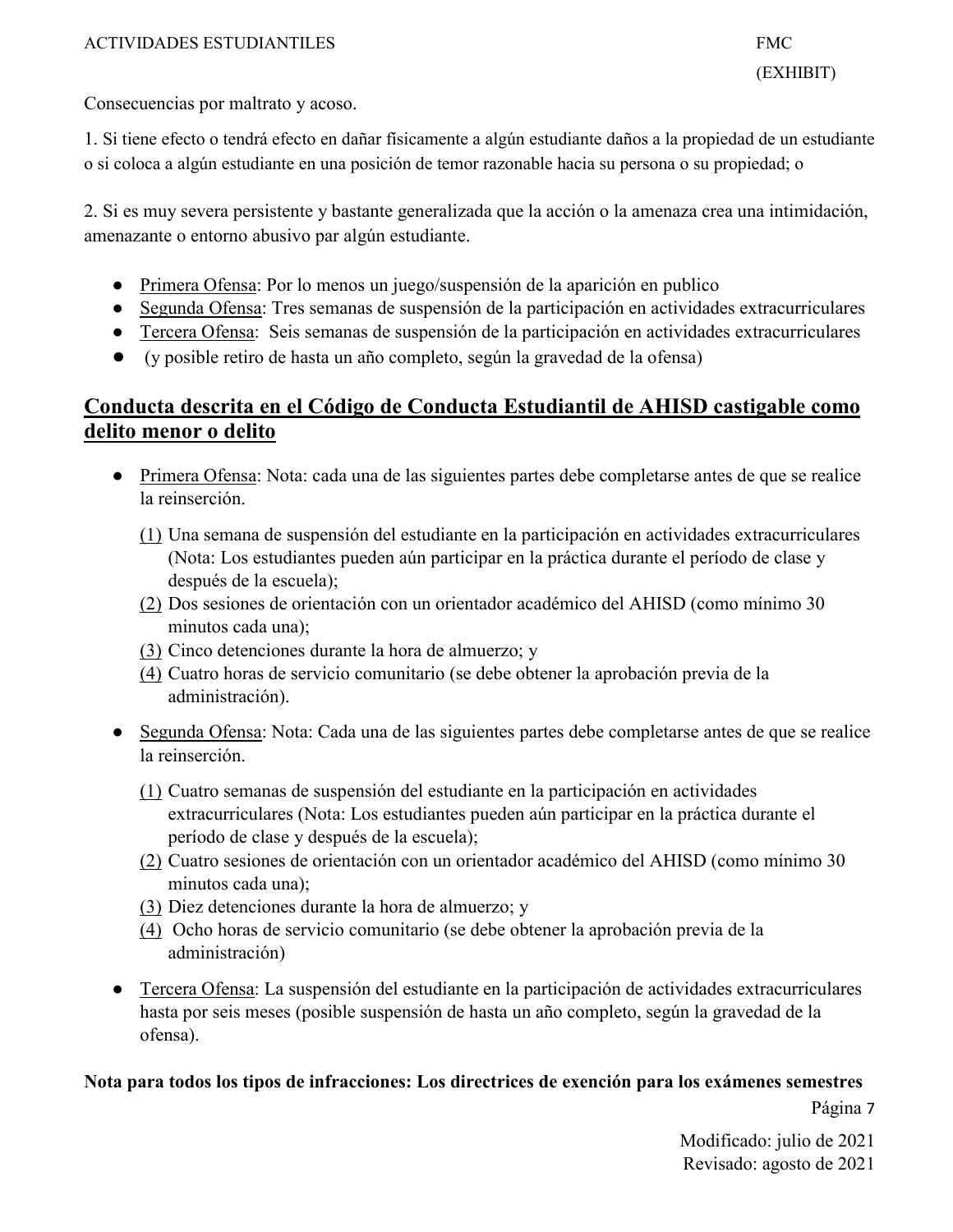Consecuencias por maltrato y acoso.

1. Si tiene efecto o tendrá efecto en dañar físicamente a algún estudiante daños a la propiedad de un estudiante o si coloca a algún estudiante en una posición de temor razonable hacia su persona o su propiedad; o

2. Si es muy severa persistente y bastante generalizada que la acción o la amenaza crea una intimidación, amenazante o entorno abusivo par algún estudiante.

- Primera Ofensa: Por lo menos un juego/suspensión de la aparición en publico
- Segunda Ofensa: Tres semanas de suspensión de la participación en actividades extracurriculares
- Tercera Ofensa: Seis semanas de suspensión de la participación en actividades extracurriculares
- (y posible retiro de hasta un año completo, según la gravedad de la ofensa)

## Conducta descrita en el Código de Conducta Estudiantil de AHISD castigable como delito menor o delito

- Primera Ofensa: Nota: cada una de las siguientes partes debe completarse antes de que se realice la reinserción.
  (1) Una semana de suspensión del estudiante en la participación en actividades extracurriculares (Nota: Los estudiantes pueden aún participar en la práctica durante el período de clase y después de la escuela);
  (2) Dos sesiones de orientación con un orientador académico del AHISD (como mínimo 30 minutos cada una);
  (3) Cinco detenciones durante la hora de almuerzo; y
  (4) Cuatro horas de servicio comunitario (se debe obtener la aprobación previa de la administración).
- Segunda Ofensa: Nota: Cada una de las siguientes partes debe completarse antes de que se realice la reinserción.
  (1) Cuatro semanas de suspensión del estudiante en la participación en actividades extracurriculares (Nota: Los estudiantes pueden aún participar en la práctica durante el período de clase y después de la escuela);
  (2) Cuatro sesiones de orientación con un orientador académico del AHISD (como mínimo 30 minutos cada una);
  (3) Diez detenciones durante la hora de almuerzo; y
  (4) Ocho horas de servicio comunitario (se debe obtener la aprobación previa de la administración)
- Tercera Ofensa: La suspensión del estudiante en la participación de actividades extracurriculares hasta por seis meses (posible suspensión de hasta un año completo, según la gravedad de la ofensa).

**Nota para todos los tipos de infracciones: Los directrices de exención para los exámenes semestres**

Modificado: julio de 2021
Revisado: agosto de 2021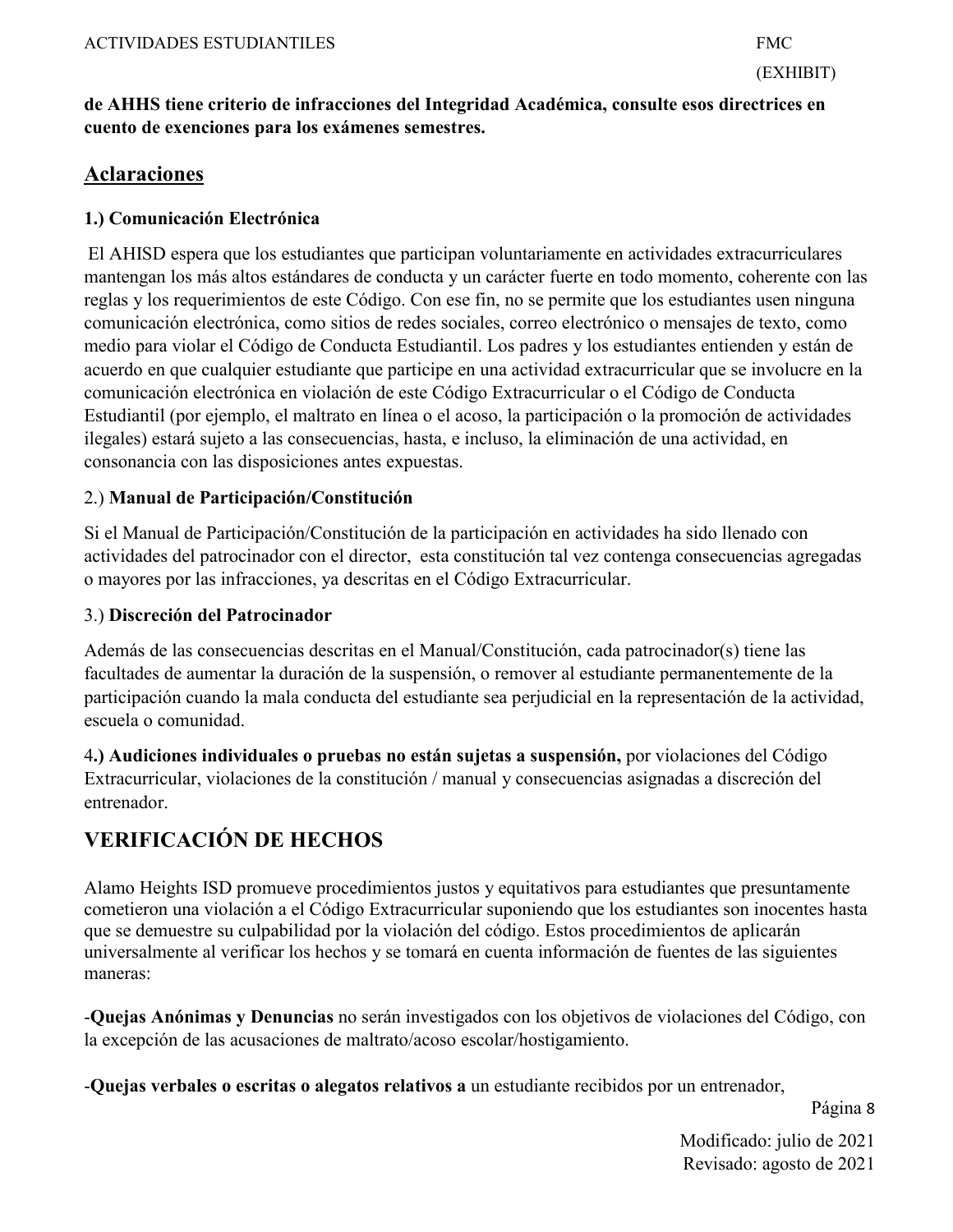**de AHHS tiene criterio de infracciones del Integridad Académica, consulte esos directrices en cuento de exenciones para los exámenes semestres.**

## Aclaraciones

**1.) Comunicación Electrónica**

El AHISD espera que los estudiantes que participan voluntariamente en actividades extracurriculares mantengan los más altos estándares de conducta y un carácter fuerte en todo momento, coherente con las reglas y los requerimientos de este Código. Con ese fin, no se permite que los estudiantes usen ninguna comunicación electrónica, como sitios de redes sociales, correo electrónico o mensajes de texto, como medio para violar el Código de Conducta Estudiantil. Los padres y los estudiantes entienden y están de acuerdo en que cualquier estudiante que participe en una actividad extracurricular que se involucre en la comunicación electrónica en violación de este Código Extracurricular o el Código de Conducta Estudiantil (por ejemplo, el maltrato en línea o el acoso, la participación o la promoción de actividades ilegales) estará sujeto a las consecuencias, hasta, e incluso, la eliminación de una actividad, en consonancia con las disposiciones antes expuestas.

2.) **Manual de Participación/Constitución**

Si el Manual de Participación/Constitución de la participación en actividades ha sido llenado con actividades del patrocinador con el director, esta constitución tal vez contenga consecuencias agregadas o mayores por las infracciones, ya descritas en el Código Extracurricular.

3.) **Discreción del Patrocinador**

Además de las consecuencias descritas en el Manual/Constitución, cada patrocinador(s) tiene las facultades de aumentar la duración de la suspensión, o remover al estudiante permanentemente de la participación cuando la mala conducta del estudiante sea perjudicial en la representación de la actividad, escuela o comunidad.

4**.) Audiciones individuales o pruebas no están sujetas a suspensión,** por violaciones del Código Extracurricular, violaciones de la constitución / manual y consecuencias asignadas a discreción del entrenador.

## VERIFICACIÓN DE HECHOS

Alamo Heights ISD promueve procedimientos justos y equitativos para estudiantes que presuntamente cometieron una violación a el Código Extracurricular suponiendo que los estudiantes son inocentes hasta que se demuestre su culpabilidad por la violación del código. Estos procedimientos de aplicarán universalmente al verificar los hechos y se tomará en cuenta información de fuentes de las siguientes maneras:

-**Quejas Anónimas y Denuncias** no serán investigados con los objetivos de violaciones del Código, con la excepción de las acusaciones de maltrato/acoso escolar/hostigamiento.

-**Quejas verbales o escritas o alegatos relativos a** un estudiante recibidos por un entrenador,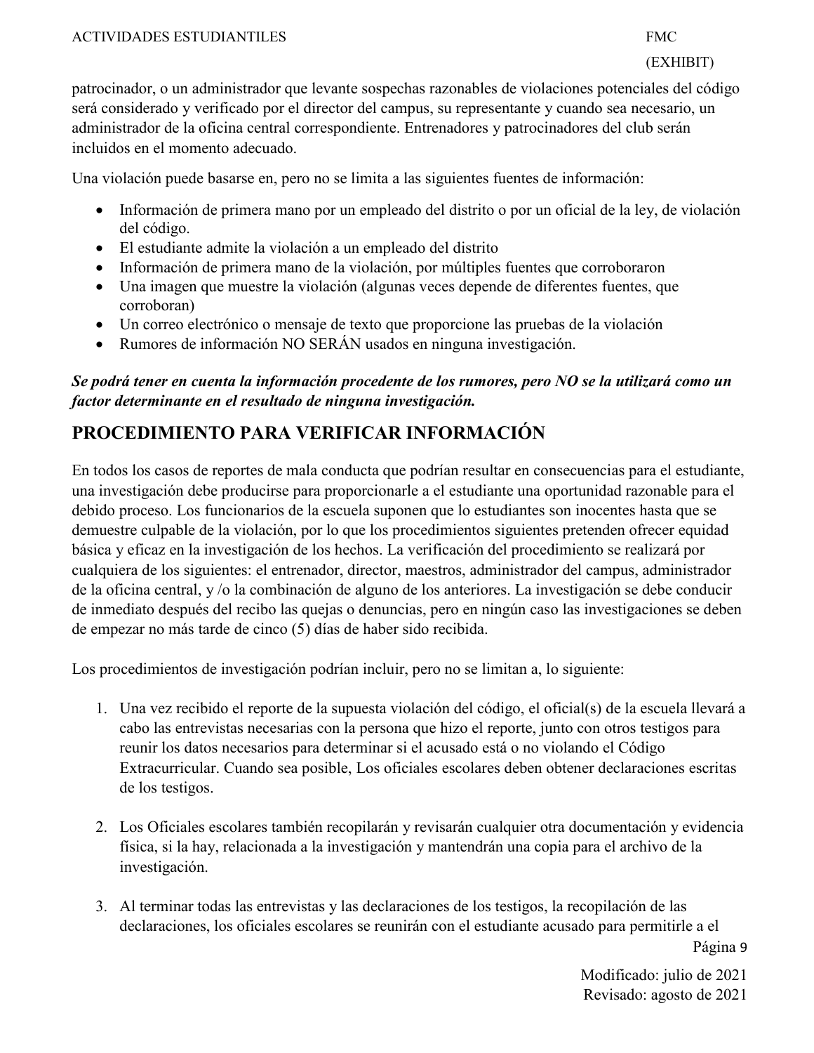patrocinador, o un administrador que levante sospechas razonables de violaciones potenciales del código será considerado y verificado por el director del campus, su representante y cuando sea necesario, un administrador de la oficina central correspondiente. Entrenadores y patrocinadores del club serán incluidos en el momento adecuado.

Una violación puede basarse en, pero no se limita a las siguientes fuentes de información:

- Información de primera mano por un empleado del distrito o por un oficial de la ley, de violación del código.
- El estudiante admite la violación a un empleado del distrito
- Información de primera mano de la violación, por múltiples fuentes que corroboraron
- Una imagen que muestre la violación (algunas veces depende de diferentes fuentes, que corroboran)
- Un correo electrónico o mensaje de texto que proporcione las pruebas de la violación
- Rumores de información NO SERÁN usados en ninguna investigación.

***Se podrá tener en cuenta la información procedente de los rumores, pero NO se la utilizará como un factor determinante en el resultado de ninguna investigación.***

## PROCEDIMIENTO PARA VERIFICAR INFORMACIÓN

En todos los casos de reportes de mala conducta que podrían resultar en consecuencias para el estudiante, una investigación debe producirse para proporcionarle a el estudiante una oportunidad razonable para el debido proceso. Los funcionarios de la escuela suponen que lo estudiantes son inocentes hasta que se demuestre culpable de la violación, por lo que los procedimientos siguientes pretenden ofrecer equidad básica y eficaz en la investigación de los hechos. La verificación del procedimiento se realizará por cualquiera de los siguientes: el entrenador, director, maestros, administrador del campus, administrador de la oficina central, y /o la combinación de alguno de los anteriores. La investigación se debe conducir de inmediato después del recibo las quejas o denuncias, pero en ningún caso las investigaciones se deben de empezar no más tarde de cinco (5) días de haber sido recibida.

Los procedimientos de investigación podrían incluir, pero no se limitan a, lo siguiente:

1. Una vez recibido el reporte de la supuesta violación del código, el oficial(s) de la escuela llevará a cabo las entrevistas necesarias con la persona que hizo el reporte, junto con otros testigos para reunir los datos necesarios para determinar si el acusado está o no violando el Código Extracurricular. Cuando sea posible, Los oficiales escolares deben obtener declaraciones escritas de los testigos.

2. Los Oficiales escolares también recopilarán y revisarán cualquier otra documentación y evidencia física, si la hay, relacionada a la investigación y mantendrán una copia para el archivo de la investigación.

3. Al terminar todas las entrevistas y las declaraciones de los testigos, la recopilación de las declaraciones, los oficiales escolares se reunirán con el estudiante acusado para permitirle a el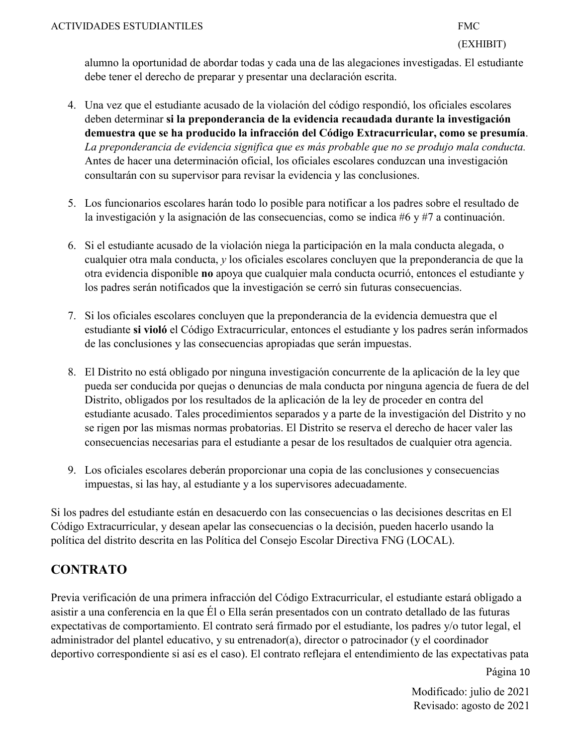alumno la oportunidad de abordar todas y cada una de las alegaciones investigadas. El estudiante debe tener el derecho de preparar y presentar una declaración escrita.

4. Una vez que el estudiante acusado de la violación del código respondió, los oficiales escolares deben determinar **si la preponderancia de la evidencia recaudada durante la investigación demuestra que se ha producido la infracción del Código Extracurricular, como se presumía**. *La preponderancia de evidencia significa que es más probable que no se produjo mala conducta.* Antes de hacer una determinación oficial, los oficiales escolares conduzcan una investigación consultarán con su supervisor para revisar la evidencia y las conclusiones.

5. Los funcionarios escolares harán todo lo posible para notificar a los padres sobre el resultado de la investigación y la asignación de las consecuencias, como se indica #6 y #7 a continuación.

6. Si el estudiante acusado de la violación niega la participación en la mala conducta alegada, o cualquier otra mala conducta, *y* los oficiales escolares concluyen que la preponderancia de que la otra evidencia disponible **no** apoya que cualquier mala conducta ocurrió, entonces el estudiante y los padres serán notificados que la investigación se cerró sin futuras consecuencias.

7. Si los oficiales escolares concluyen que la preponderancia de la evidencia demuestra que el estudiante **si violó** el Código Extracurricular, entonces el estudiante y los padres serán informados de las conclusiones y las consecuencias apropiadas que serán impuestas.

8. El Distrito no está obligado por ninguna investigación concurrente de la aplicación de la ley que pueda ser conducida por quejas o denuncias de mala conducta por ninguna agencia de fuera de del Distrito, obligados por los resultados de la aplicación de la ley de proceder en contra del estudiante acusado. Tales procedimientos separados y a parte de la investigación del Distrito y no se rigen por las mismas normas probatorias. El Distrito se reserva el derecho de hacer valer las consecuencias necesarias para el estudiante a pesar de los resultados de cualquier otra agencia.

9. Los oficiales escolares deberán proporcionar una copia de las conclusiones y consecuencias impuestas, si las hay, al estudiante y a los supervisores adecuadamente.

Si los padres del estudiante están en desacuerdo con las consecuencias o las decisiones descritas en El Código Extracurricular, y desean apelar las consecuencias o la decisión, pueden hacerlo usando la política del distrito descrita en las Política del Consejo Escolar Directiva FNG (LOCAL).

## CONTRATO

Previa verificación de una primera infracción del Código Extracurricular, el estudiante estará obligado a asistir a una conferencia en la que Él o Ella serán presentados con un contrato detallado de las futuras expectativas de comportamiento. El contrato será firmado por el estudiante, los padres y/o tutor legal, el administrador del plantel educativo, y su entrenador(a), director o patrocinador (y el coordinador deportivo correspondiente si así es el caso). El contrato reflejara el entendimiento de las expectativas pata

Modificado: julio de 2021
Revisado: agosto de 2021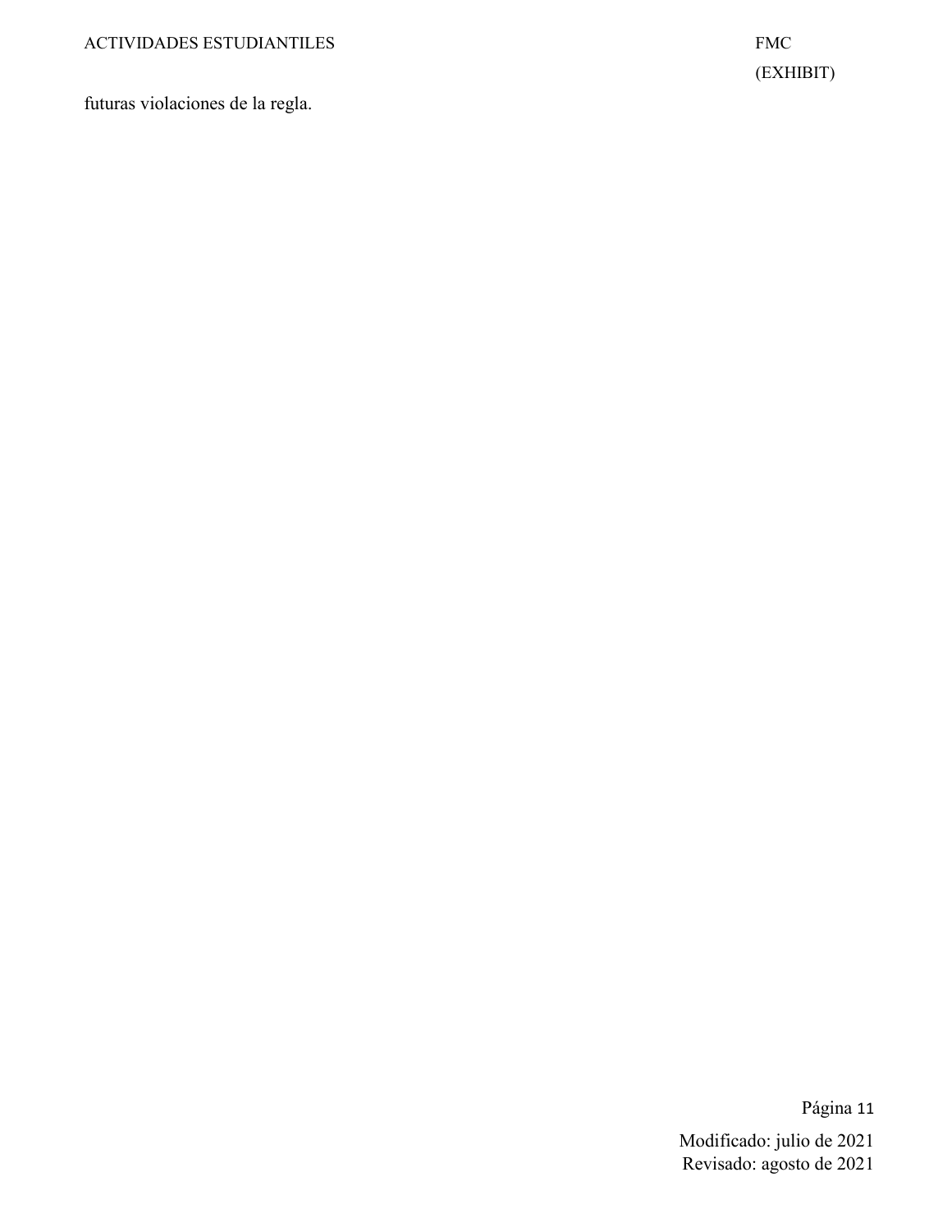futuras violaciones de la regla.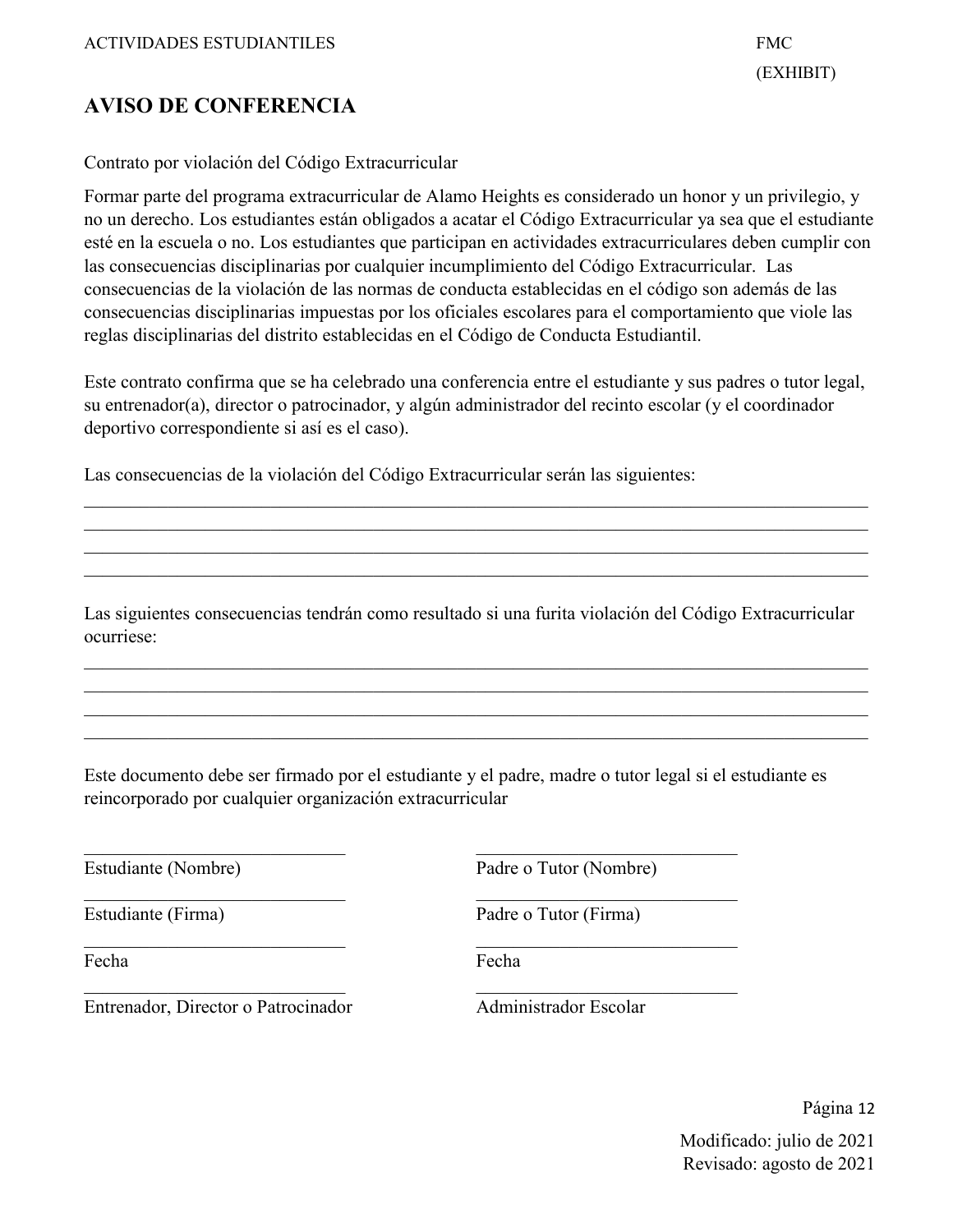# AVISO DE CONFERENCIA

Contrato por violación del Código Extracurricular

Formar parte del programa extracurricular de Alamo Heights es considerado un honor y un privilegio, y no un derecho. Los estudiantes están obligados a acatar el Código Extracurricular ya sea que el estudiante esté en la escuela o no. Los estudiantes que participan en actividades extracurriculares deben cumplir con las consecuencias disciplinarias por cualquier incumplimiento del Código Extracurricular. Las consecuencias de la violación de las normas de conducta establecidas en el código son además de las consecuencias disciplinarias impuestas por los oficiales escolares para el comportamiento que viole las reglas disciplinarias del distrito establecidas en el Código de Conducta Estudiantil.

Este contrato confirma que se ha celebrado una conferencia entre el estudiante y sus padres o tutor legal, su entrenador(a), director o patrocinador, y algún administrador del recinto escolar (y el coordinador deportivo correspondiente si así es el caso).

Las consecuencias de la violación del Código Extracurricular serán las siguientes:

\_\_\_\_\_\_\_\_\_\_\_\_\_\_\_\_\_\_\_\_\_\_\_\_\_\_\_\_\_\_\_\_\_\_\_\_\_\_\_\_\_\_\_\_\_\_\_\_\_\_\_\_\_\_\_\_\_\_\_\_\_\_\_\_\_\_\_\_\_\_\_\_\_\_\_\_

\_\_\_\_\_\_\_\_\_\_\_\_\_\_\_\_\_\_\_\_\_\_\_\_\_\_\_\_\_\_\_\_\_\_\_\_\_\_\_\_\_\_\_\_\_\_\_\_\_\_\_\_\_\_\_\_\_\_\_\_\_\_\_\_\_\_\_\_\_\_\_\_\_\_\_\_

\_\_\_\_\_\_\_\_\_\_\_\_\_\_\_\_\_\_\_\_\_\_\_\_\_\_\_\_\_\_\_\_\_\_\_\_\_\_\_\_\_\_\_\_\_\_\_\_\_\_\_\_\_\_\_\_\_\_\_\_\_\_\_\_\_\_\_\_\_\_\_\_\_\_\_\_

\_\_\_\_\_\_\_\_\_\_\_\_\_\_\_\_\_\_\_\_\_\_\_\_\_\_\_\_\_\_\_\_\_\_\_\_\_\_\_\_\_\_\_\_\_\_\_\_\_\_\_\_\_\_\_\_\_\_\_\_\_\_\_\_\_\_\_\_\_\_\_\_\_\_\_\_

Las siguientes consecuencias tendrán como resultado si una furita violación del Código Extracurricular ocurriese:

\_\_\_\_\_\_\_\_\_\_\_\_\_\_\_\_\_\_\_\_\_\_\_\_\_\_\_\_\_\_\_\_\_\_\_\_\_\_\_\_\_\_\_\_\_\_\_\_\_\_\_\_\_\_\_\_\_\_\_\_\_\_\_\_\_\_\_\_\_\_\_\_\_\_\_\_

\_\_\_\_\_\_\_\_\_\_\_\_\_\_\_\_\_\_\_\_\_\_\_\_\_\_\_\_\_\_\_\_\_\_\_\_\_\_\_\_\_\_\_\_\_\_\_\_\_\_\_\_\_\_\_\_\_\_\_\_\_\_\_\_\_\_\_\_\_\_\_\_\_\_\_\_

\_\_\_\_\_\_\_\_\_\_\_\_\_\_\_\_\_\_\_\_\_\_\_\_\_\_\_\_\_\_\_\_\_\_\_\_\_\_\_\_\_\_\_\_\_\_\_\_\_\_\_\_\_\_\_\_\_\_\_\_\_\_\_\_\_\_\_\_\_\_\_\_\_\_\_\_

\_\_\_\_\_\_\_\_\_\_\_\_\_\_\_\_\_\_\_\_\_\_\_\_\_\_\_\_\_\_\_\_\_\_\_\_\_\_\_\_\_\_\_\_\_\_\_\_\_\_\_\_\_\_\_\_\_\_\_\_\_\_\_\_\_\_\_\_\_\_\_\_\_\_\_\_

Este documento debe ser firmado por el estudiante y el padre, madre o tutor legal si el estudiante es reincorporado por cualquier organización extracurricular

| | |
|---|---|
| \_\_\_\_\_\_\_\_\_\_\_\_\_\_\_\_\_\_\_\_\_\_\_\_\_\_\_\_ Estudiante (Nombre) | \_\_\_\_\_\_\_\_\_\_\_\_\_\_\_\_\_\_\_\_\_\_\_\_\_\_\_\_ Padre o Tutor (Nombre) |
| \_\_\_\_\_\_\_\_\_\_\_\_\_\_\_\_\_\_\_\_\_\_\_\_\_\_\_\_ Estudiante (Firma) | \_\_\_\_\_\_\_\_\_\_\_\_\_\_\_\_\_\_\_\_\_\_\_\_\_\_\_\_ Padre o Tutor (Firma) |
| \_\_\_\_\_\_\_\_\_\_\_\_\_\_\_\_\_\_\_\_\_\_\_\_\_\_\_\_ Fecha | \_\_\_\_\_\_\_\_\_\_\_\_\_\_\_\_\_\_\_\_\_\_\_\_\_\_\_\_ Fecha |
| \_\_\_\_\_\_\_\_\_\_\_\_\_\_\_\_\_\_\_\_\_\_\_\_\_\_\_\_ Entrenador, Director o Patrocinador | \_\_\_\_\_\_\_\_\_\_\_\_\_\_\_\_\_\_\_\_\_\_\_\_\_\_\_\_ Administrador Escolar |

Modificado: julio de 2021
Revisado: agosto de 2021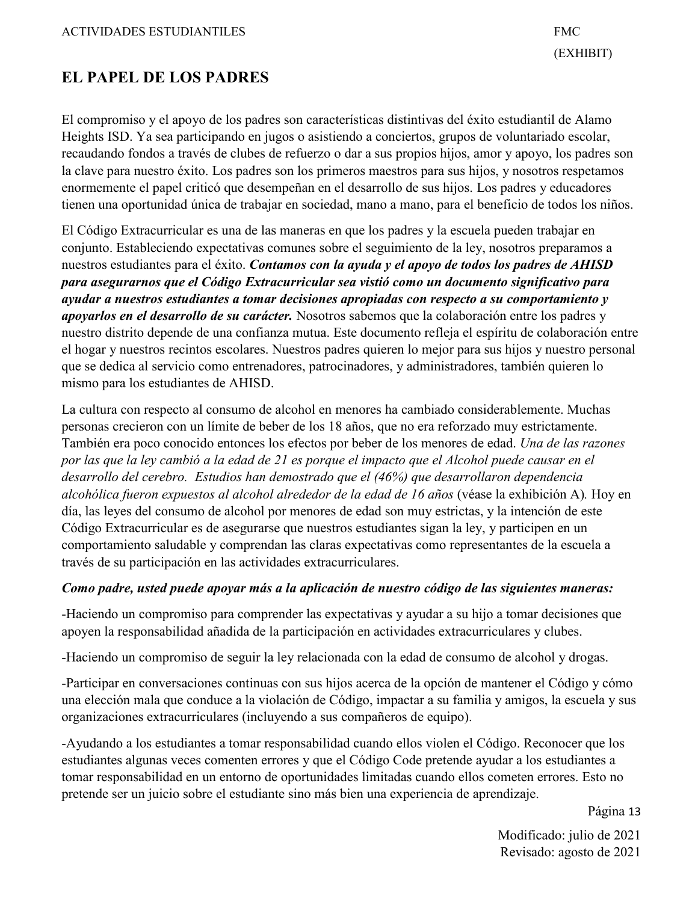## EL PAPEL DE LOS PADRES

El compromiso y el apoyo de los padres son características distintivas del éxito estudiantil de Alamo Heights ISD. Ya sea participando en jugos o asistiendo a conciertos, grupos de voluntariado escolar, recaudando fondos a través de clubes de refuerzo o dar a sus propios hijos, amor y apoyo, los padres son la clave para nuestro éxito. Los padres son los primeros maestros para sus hijos, y nosotros respetamos enormemente el papel criticó que desempeñan en el desarrollo de sus hijos. Los padres y educadores tienen una oportunidad única de trabajar en sociedad, mano a mano, para el beneficio de todos los niños.

El Código Extracurricular es una de las maneras en que los padres y la escuela pueden trabajar en conjunto. Estableciendo expectativas comunes sobre el seguimiento de la ley, nosotros preparamos a nuestros estudiantes para el éxito. ***Contamos con la ayuda y el apoyo de todos los padres de AHISD para asegurarnos que el Código Extracurricular sea vistió como un documento significativo para ayudar a nuestros estudiantes a tomar decisiones apropiadas con respecto a su comportamiento y apoyarlos en el desarrollo de su carácter.*** Nosotros sabemos que la colaboración entre los padres y nuestro distrito depende de una confianza mutua. Este documento refleja el espíritu de colaboración entre el hogar y nuestros recintos escolares. Nuestros padres quieren lo mejor para sus hijos y nuestro personal que se dedica al servicio como entrenadores, patrocinadores, y administradores, también quieren lo mismo para los estudiantes de AHISD.

La cultura con respecto al consumo de alcohol en menores ha cambiado considerablemente. Muchas personas crecieron con un límite de beber de los 18 años, que no era reforzado muy estrictamente. También era poco conocido entonces los efectos por beber de los menores de edad. *Una de las razones por las que la ley cambió a la edad de 21 es porque el impacto que el Alcohol puede causar en el desarrollo del cerebro. Estudios han demostrado que el (46%) que desarrollaron dependencia alcohólica fueron expuestos al alcohol alrededor de la edad de 16 años* (véase la exhibición A). Hoy en día, las leyes del consumo de alcohol por menores de edad son muy estrictas, y la intención de este Código Extracurricular es de asegurarse que nuestros estudiantes sigan la ley, y participen en un comportamiento saludable y comprendan las claras expectativas como representantes de la escuela a través de su participación en las actividades extracurriculares.

***Como padre, usted puede apoyar más a la aplicación de nuestro código de las siguientes maneras:***

-Haciendo un compromiso para comprender las expectativas y ayudar a su hijo a tomar decisiones que apoyen la responsabilidad añadida de la participación en actividades extracurriculares y clubes.

-Haciendo un compromiso de seguir la ley relacionada con la edad de consumo de alcohol y drogas.

-Participar en conversaciones continuas con sus hijos acerca de la opción de mantener el Código y cómo una elección mala que conduce a la violación de Código, impactar a su familia y amigos, la escuela y sus organizaciones extracurriculares (incluyendo a sus compañeros de equipo).

-Ayudando a los estudiantes a tomar responsabilidad cuando ellos violen el Código. Reconocer que los estudiantes algunas veces comenten errores y que el Código Code pretende ayudar a los estudiantes a tomar responsabilidad en un entorno de oportunidades limitadas cuando ellos cometen errores. Esto no pretende ser un juicio sobre el estudiante sino más bien una experiencia de aprendizaje.

Modificado: julio de 2021
Revisado: agosto de 2021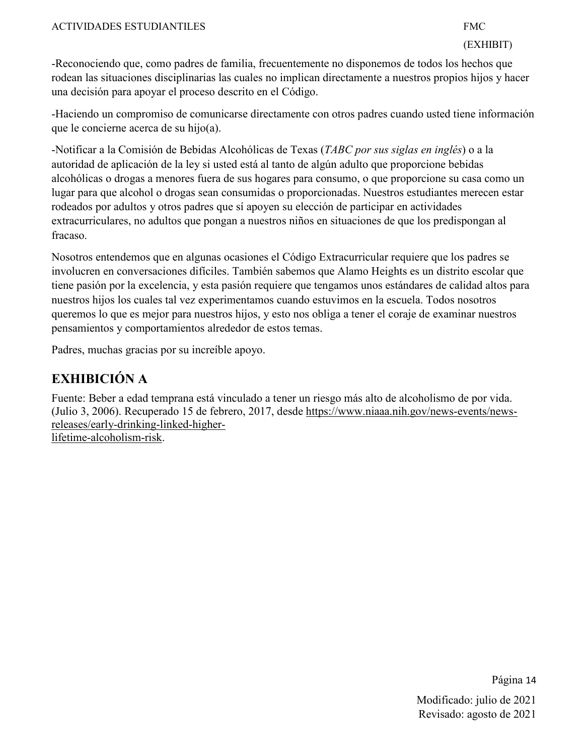-Reconociendo que, como padres de familia, frecuentemente no disponemos de todos los hechos que rodean las situaciones disciplinarias las cuales no implican directamente a nuestros propios hijos y hacer una decisión para apoyar el proceso descrito en el Código.

-Haciendo un compromiso de comunicarse directamente con otros padres cuando usted tiene información que le concierne acerca de su hijo(a).

-Notificar a la Comisión de Bebidas Alcohólicas de Texas (*TABC por sus siglas en inglés*) o a la autoridad de aplicación de la ley si usted está al tanto de algún adulto que proporcione bebidas alcohólicas o drogas a menores fuera de sus hogares para consumo, o que proporcione su casa como un lugar para que alcohol o drogas sean consumidas o proporcionadas. Nuestros estudiantes merecen estar rodeados por adultos y otros padres que sí apoyen su elección de participar en actividades extracurriculares, no adultos que pongan a nuestros niños en situaciones de que los predispongan al fracaso.

Nosotros entendemos que en algunas ocasiones el Código Extracurricular requiere que los padres se involucren en conversaciones difíciles. También sabemos que Alamo Heights es un distrito escolar que tiene pasión por la excelencia, y esta pasión requiere que tengamos unos estándares de calidad altos para nuestros hijos los cuales tal vez experimentamos cuando estuvimos en la escuela. Todos nosotros queremos lo que es mejor para nuestros hijos, y esto nos obliga a tener el coraje de examinar nuestros pensamientos y comportamientos alrededor de estos temas.

Padres, muchas gracias por su increíble apoyo.

## EXHIBICIÓN A

Fuente: Beber a edad temprana está vinculado a tener un riesgo más alto de alcoholismo de por vida. (Julio 3, 2006). Recuperado 15 de febrero, 2017, desde https://www.niaaa.nih.gov/news-events/news-releases/early-drinking-linked-higher-lifetime-alcoholism-risk.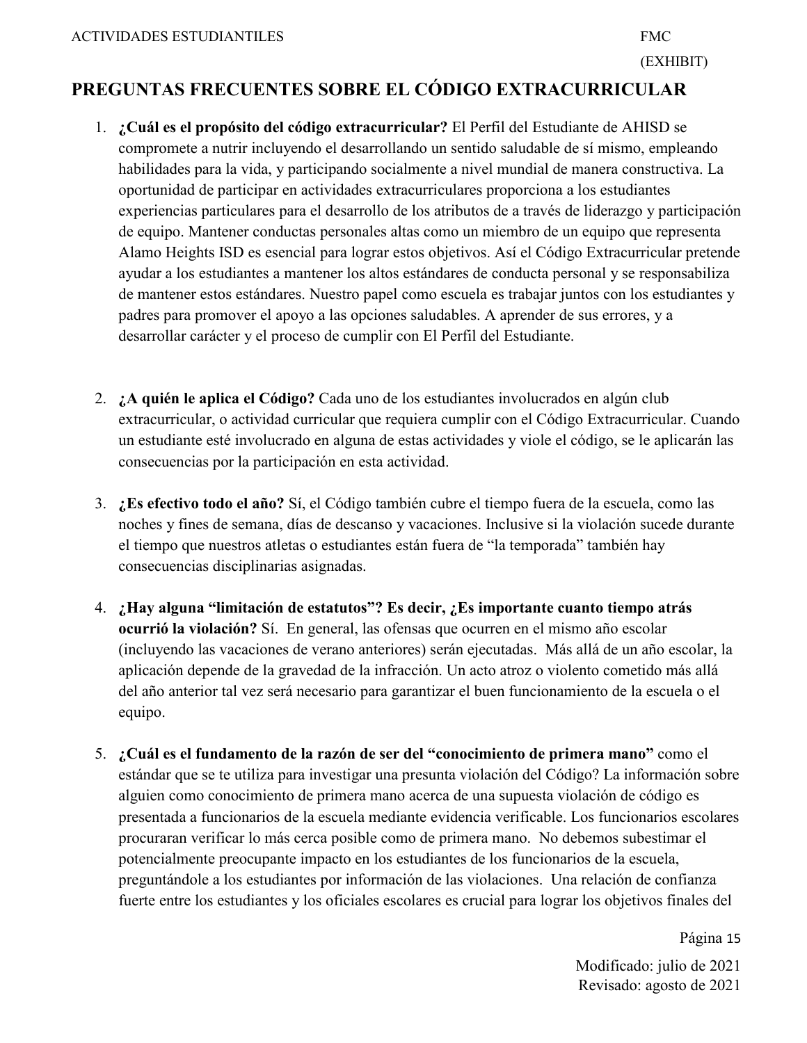# PREGUNTAS FRECUENTES SOBRE EL CÓDIGO EXTRACURRICULAR

1. **¿Cuál es el propósito del código extracurricular?** El Perfil del Estudiante de AHISD se compromete a nutrir incluyendo el desarrollando un sentido saludable de sí mismo, empleando habilidades para la vida, y participando socialmente a nivel mundial de manera constructiva. La oportunidad de participar en actividades extracurriculares proporciona a los estudiantes experiencias particulares para el desarrollo de los atributos de a través de liderazgo y participación de equipo. Mantener conductas personales altas como un miembro de un equipo que representa Alamo Heights ISD es esencial para lograr estos objetivos. Así el Código Extracurricular pretende ayudar a los estudiantes a mantener los altos estándares de conducta personal y se responsabiliza de mantener estos estándares. Nuestro papel como escuela es trabajar juntos con los estudiantes y padres para promover el apoyo a las opciones saludables. A aprender de sus errores, y a desarrollar carácter y el proceso de cumplir con El Perfil del Estudiante.

2. **¿A quién le aplica el Código?** Cada uno de los estudiantes involucrados en algún club extracurricular, o actividad curricular que requiera cumplir con el Código Extracurricular. Cuando un estudiante esté involucrado en alguna de estas actividades y viole el código, se le aplicarán las consecuencias por la participación en esta actividad.

3. **¿Es efectivo todo el año?** Sí, el Código también cubre el tiempo fuera de la escuela, como las noches y fines de semana, días de descanso y vacaciones. Inclusive si la violación sucede durante el tiempo que nuestros atletas o estudiantes están fuera de "la temporada" también hay consecuencias disciplinarias asignadas.

4. **¿Hay alguna "limitación de estatutos"? Es decir, ¿Es importante cuanto tiempo atrás ocurrió la violación?** Sí. En general, las ofensas que ocurren en el mismo año escolar (incluyendo las vacaciones de verano anteriores) serán ejecutadas. Más allá de un año escolar, la aplicación depende de la gravedad de la infracción. Un acto atroz o violento cometido más allá del año anterior tal vez será necesario para garantizar el buen funcionamiento de la escuela o el equipo.

5. **¿Cuál es el fundamento de la razón de ser del "conocimiento de primera mano"** como el estándar que se te utiliza para investigar una presunta violación del Código? La información sobre alguien como conocimiento de primera mano acerca de una supuesta violación de código es presentada a funcionarios de la escuela mediante evidencia verificable. Los funcionarios escolares procuraran verificar lo más cerca posible como de primera mano. No debemos subestimar el potencialmente preocupante impacto en los estudiantes de los funcionarios de la escuela, preguntándole a los estudiantes por información de las violaciones. Una relación de confianza fuerte entre los estudiantes y los oficiales escolares es crucial para lograr los objetivos finales del

Modificado: julio de 2021
Revisado: agosto de 2021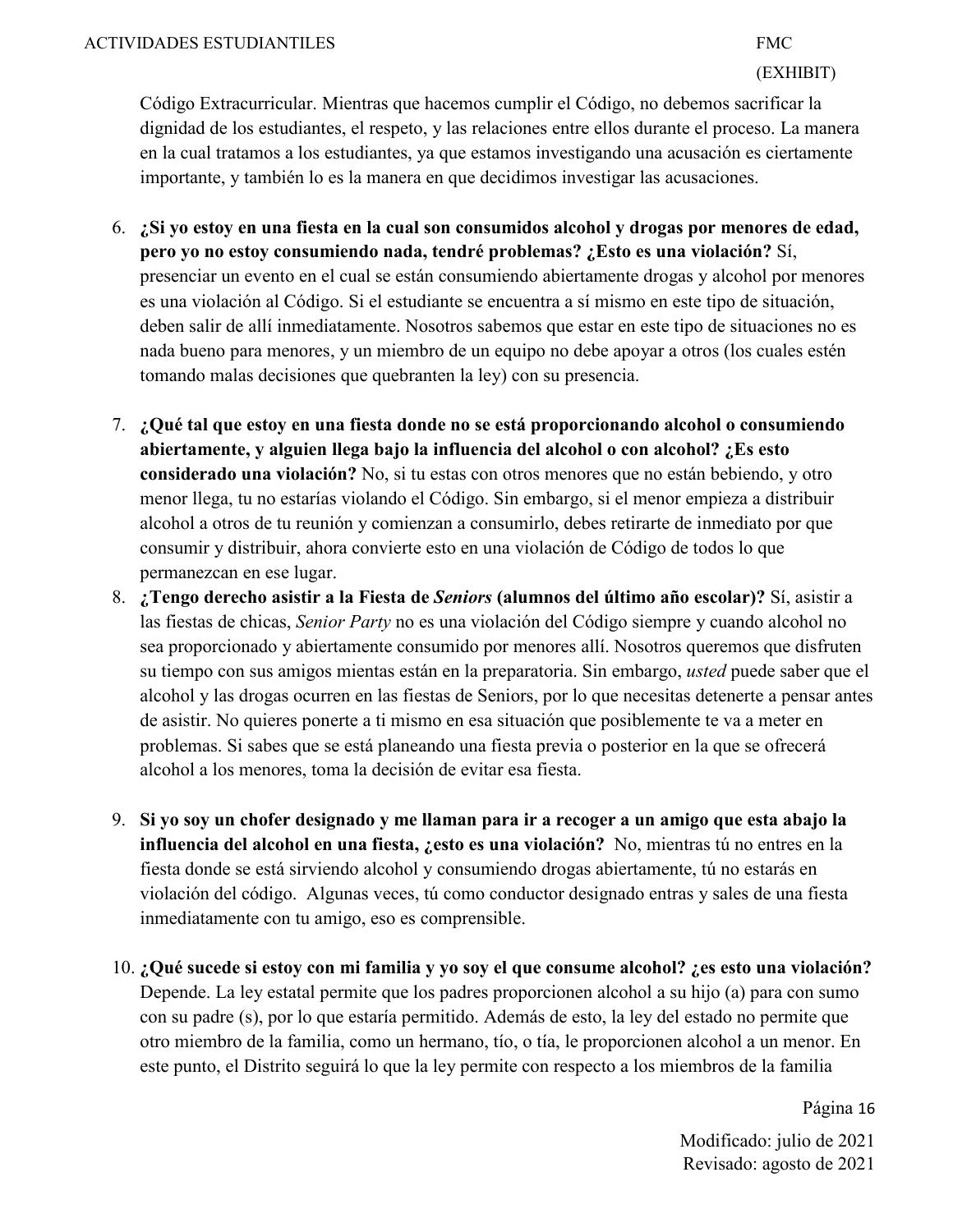Código Extracurricular. Mientras que hacemos cumplir el Código, no debemos sacrificar la dignidad de los estudiantes, el respeto, y las relaciones entre ellos durante el proceso. La manera en la cual tratamos a los estudiantes, ya que estamos investigando una acusación es ciertamente importante, y también lo es la manera en que decidimos investigar las acusaciones.

6. **¿Si yo estoy en una fiesta en la cual son consumidos alcohol y drogas por menores de edad, pero yo no estoy consumiendo nada, tendré problemas? ¿Esto es una violación?** Sí, presenciar un evento en el cual se están consumiendo abiertamente drogas y alcohol por menores es una violación al Código. Si el estudiante se encuentra a sí mismo en este tipo de situación, deben salir de allí inmediatamente. Nosotros sabemos que estar en este tipo de situaciones no es nada bueno para menores, y un miembro de un equipo no debe apoyar a otros (los cuales estén tomando malas decisiones que quebranten la ley) con su presencia.

7. **¿Qué tal que estoy en una fiesta donde no se está proporcionando alcohol o consumiendo abiertamente, y alguien llega bajo la influencia del alcohol o con alcohol? ¿Es esto considerado una violación?** No, si tu estas con otros menores que no están bebiendo, y otro menor llega, tu no estarías violando el Código. Sin embargo, si el menor empieza a distribuir alcohol a otros de tu reunión y comienzan a consumirlo, debes retirarte de inmediato por que consumir y distribuir, ahora convierte esto en una violación de Código de todos lo que permanezcan en ese lugar.

8. **¿Tengo derecho asistir a la Fiesta de *Seniors* (alumnos del último año escolar)?** Sí, asistir a las fiestas de chicas, *Senior Party* no es una violación del Código siempre y cuando alcohol no sea proporcionado y abiertamente consumido por menores allí. Nosotros queremos que disfruten su tiempo con sus amigos mientas están en la preparatoria. Sin embargo, *usted* puede saber que el alcohol y las drogas ocurren en las fiestas de Seniors, por lo que necesitas detenerte a pensar antes de asistir. No quieres ponerte a ti mismo en esa situación que posiblemente te va a meter en problemas. Si sabes que se está planeando una fiesta previa o posterior en la que se ofrecerá alcohol a los menores, toma la decisión de evitar esa fiesta.

9. **Si yo soy un chofer designado y me llaman para ir a recoger a un amigo que esta abajo la influencia del alcohol en una fiesta, ¿esto es una violación?** No, mientras tú no entres en la fiesta donde se está sirviendo alcohol y consumiendo drogas abiertamente, tú no estarás en violación del código. Algunas veces, tú como conductor designado entras y sales de una fiesta inmediatamente con tu amigo, eso es comprensible.

10. **¿Qué sucede si estoy con mi familia y yo soy el que consume alcohol? ¿es esto una violación?** Depende. La ley estatal permite que los padres proporcionen alcohol a su hijo (a) para con sumo con su padre (s), por lo que estaría permitido. Además de esto, la ley del estado no permite que otro miembro de la familia, como un hermano, tío, o tía, le proporcionen alcohol a un menor. En este punto, el Distrito seguirá lo que la ley permite con respecto a los miembros de la familia

Modificado: julio de 2021
Revisado: agosto de 2021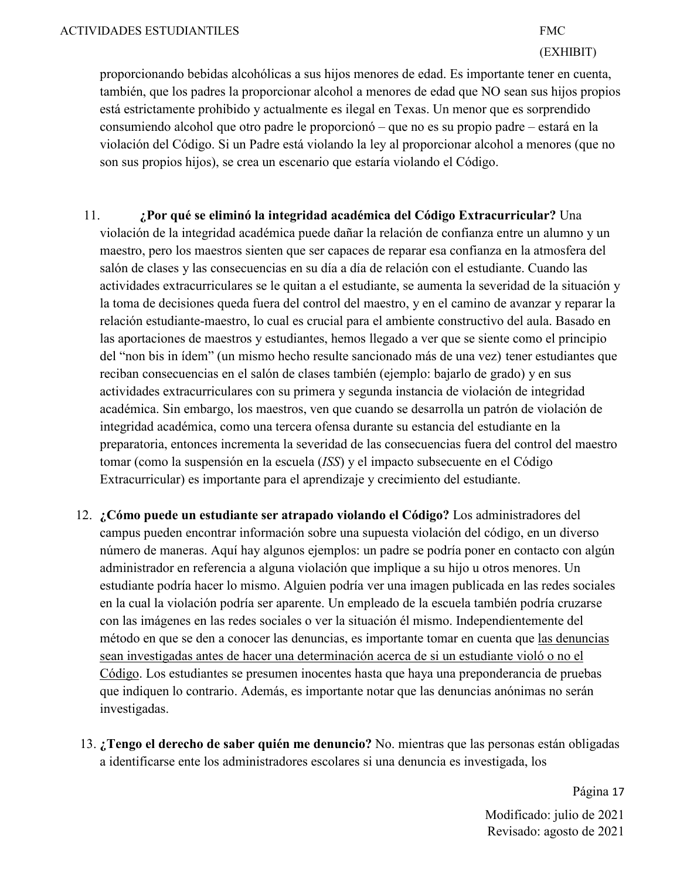proporcionando bebidas alcohólicas a sus hijos menores de edad. Es importante tener en cuenta, también, que los padres la proporcionar alcohol a menores de edad que NO sean sus hijos propios está estrictamente prohibido y actualmente es ilegal en Texas. Un menor que es sorprendido consumiendo alcohol que otro padre le proporcionó – que no es su propio padre – estará en la violación del Código. Si un Padre está violando la ley al proporcionar alcohol a menores (que no son sus propios hijos), se crea un escenario que estaría violando el Código.

11. **¿Por qué se eliminó la integridad académica del Código Extracurricular?** Una violación de la integridad académica puede dañar la relación de confianza entre un alumno y un maestro, pero los maestros sienten que ser capaces de reparar esa confianza en la atmosfera del salón de clases y las consecuencias en su día a día de relación con el estudiante. Cuando las actividades extracurriculares se le quitan a el estudiante, se aumenta la severidad de la situación y la toma de decisiones queda fuera del control del maestro, y en el camino de avanzar y reparar la relación estudiante-maestro, lo cual es crucial para el ambiente constructivo del aula. Basado en las aportaciones de maestros y estudiantes, hemos llegado a ver que se siente como el principio del "non bis in ídem" (un mismo hecho resulte sancionado más de una vez) tener estudiantes que reciban consecuencias en el salón de clases también (ejemplo: bajarlo de grado) y en sus actividades extracurriculares con su primera y segunda instancia de violación de integridad académica. Sin embargo, los maestros, ven que cuando se desarrolla un patrón de violación de integridad académica, como una tercera ofensa durante su estancia del estudiante en la preparatoria, entonces incrementa la severidad de las consecuencias fuera del control del maestro tomar (como la suspensión en la escuela (*ISS*) y el impacto subsecuente en el Código Extracurricular) es importante para el aprendizaje y crecimiento del estudiante.

12. **¿Cómo puede un estudiante ser atrapado violando el Código?** Los administradores del campus pueden encontrar información sobre una supuesta violación del código, en un diverso número de maneras. Aquí hay algunos ejemplos: un padre se podría poner en contacto con algún administrador en referencia a alguna violación que implique a su hijo u otros menores. Un estudiante podría hacer lo mismo. Alguien podría ver una imagen publicada en las redes sociales en la cual la violación podría ser aparente. Un empleado de la escuela también podría cruzarse con las imágenes en las redes sociales o ver la situación él mismo. Independientemente del método en que se den a conocer las denuncias, es importante tomar en cuenta que <u>las denuncias sean investigadas antes de hacer una determinación acerca de si un estudiante violó o no el Código</u>. Los estudiantes se presumen inocentes hasta que haya una preponderancia de pruebas que indiquen lo contrario. Además, es importante notar que las denuncias anónimas no serán investigadas.

13. **¿Tengo el derecho de saber quién me denuncio?** No. mientras que las personas están obligadas a identificarse ente los administradores escolares si una denuncia es investigada, los

Modificado: julio de 2021
Revisado: agosto de 2021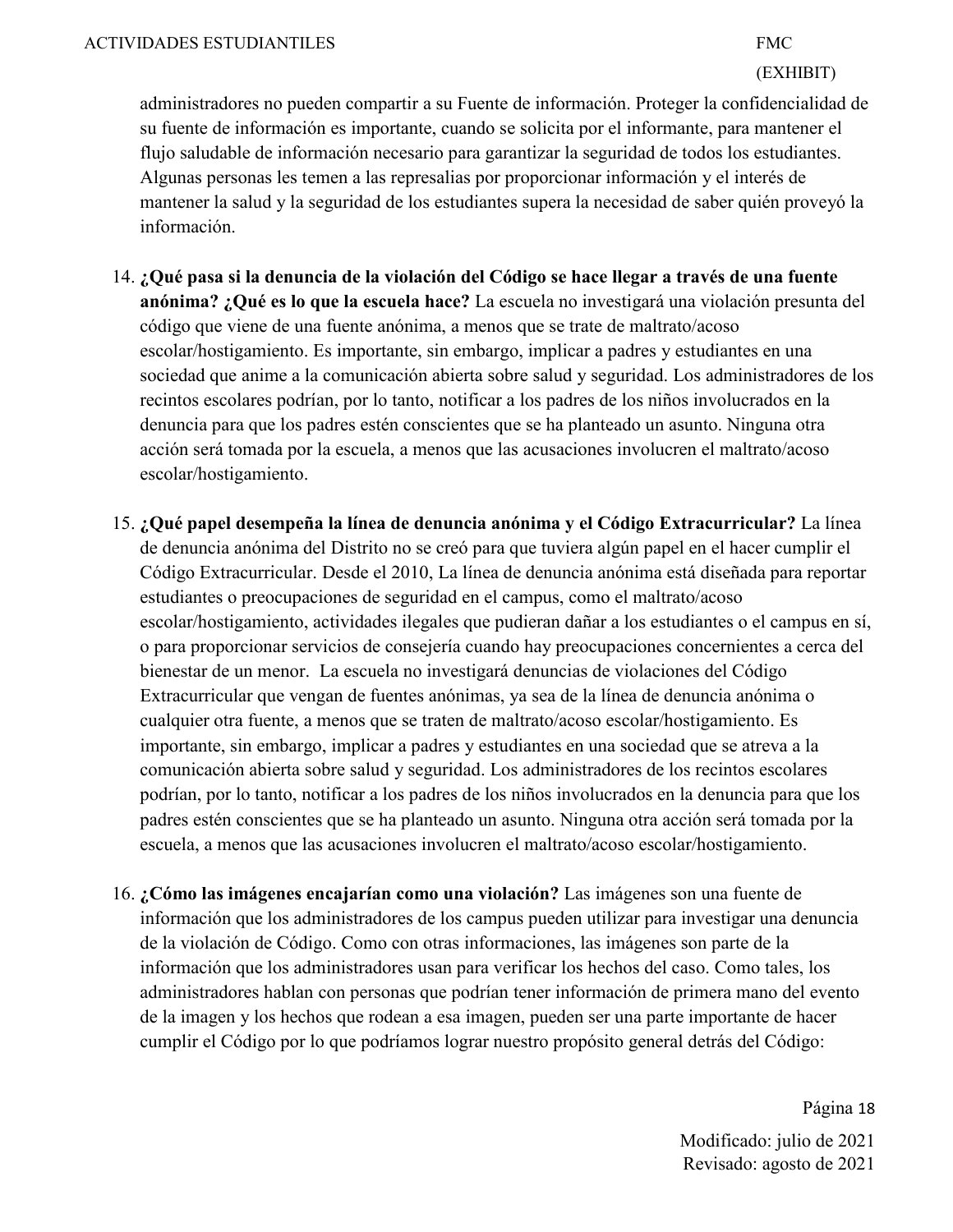administradores no pueden compartir a su Fuente de información. Proteger la confidencialidad de su fuente de información es importante, cuando se solicita por el informante, para mantener el flujo saludable de información necesario para garantizar la seguridad de todos los estudiantes. Algunas personas les temen a las represalias por proporcionar información y el interés de mantener la salud y la seguridad de los estudiantes supera la necesidad de saber quién proveyó la información.

14. **¿Qué pasa si la denuncia de la violación del Código se hace llegar a través de una fuente anónima? ¿Qué es lo que la escuela hace?** La escuela no investigará una violación presunta del código que viene de una fuente anónima, a menos que se trate de maltrato/acoso escolar/hostigamiento. Es importante, sin embargo, implicar a padres y estudiantes en una sociedad que anime a la comunicación abierta sobre salud y seguridad. Los administradores de los recintos escolares podrían, por lo tanto, notificar a los padres de los niños involucrados en la denuncia para que los padres estén conscientes que se ha planteado un asunto. Ninguna otra acción será tomada por la escuela, a menos que las acusaciones involucren el maltrato/acoso escolar/hostigamiento.

15. **¿Qué papel desempeña la línea de denuncia anónima y el Código Extracurricular?** La línea de denuncia anónima del Distrito no se creó para que tuviera algún papel en el hacer cumplir el Código Extracurricular. Desde el 2010, La línea de denuncia anónima está diseñada para reportar estudiantes o preocupaciones de seguridad en el campus, como el maltrato/acoso escolar/hostigamiento, actividades ilegales que pudieran dañar a los estudiantes o el campus en sí, o para proporcionar servicios de consejería cuando hay preocupaciones concernientes a cerca del bienestar de un menor. La escuela no investigará denuncias de violaciones del Código Extracurricular que vengan de fuentes anónimas, ya sea de la línea de denuncia anónima o cualquier otra fuente, a menos que se traten de maltrato/acoso escolar/hostigamiento. Es importante, sin embargo, implicar a padres y estudiantes en una sociedad que se atreva a la comunicación abierta sobre salud y seguridad. Los administradores de los recintos escolares podrían, por lo tanto, notificar a los padres de los niños involucrados en la denuncia para que los padres estén conscientes que se ha planteado un asunto. Ninguna otra acción será tomada por la escuela, a menos que las acusaciones involucren el maltrato/acoso escolar/hostigamiento.

16. **¿Cómo las imágenes encajarían como una violación?** Las imágenes son una fuente de información que los administradores de los campus pueden utilizar para investigar una denuncia de la violación de Código. Como con otras informaciones, las imágenes son parte de la información que los administradores usan para verificar los hechos del caso. Como tales, los administradores hablan con personas que podrían tener información de primera mano del evento de la imagen y los hechos que rodean a esa imagen, pueden ser una parte importante de hacer cumplir el Código por lo que podríamos lograr nuestro propósito general detrás del Código:

Modificado: julio de 2021
Revisado: agosto de 2021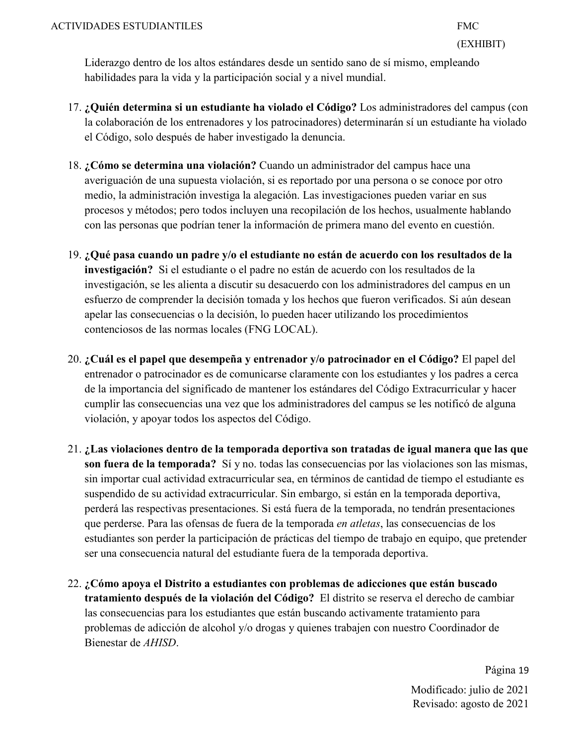Liderazgo dentro de los altos estándares desde un sentido sano de sí mismo, empleando habilidades para la vida y la participación social y a nivel mundial.

17. **¿Quién determina si un estudiante ha violado el Código?** Los administradores del campus (con la colaboración de los entrenadores y los patrocinadores) determinarán sí un estudiante ha violado el Código, solo después de haber investigado la denuncia.

18. **¿Cómo se determina una violación?** Cuando un administrador del campus hace una averiguación de una supuesta violación, si es reportado por una persona o se conoce por otro medio, la administración investiga la alegación. Las investigaciones pueden variar en sus procesos y métodos; pero todos incluyen una recopilación de los hechos, usualmente hablando con las personas que podrían tener la información de primera mano del evento en cuestión.

19. **¿Qué pasa cuando un padre y/o el estudiante no están de acuerdo con los resultados de la investigación?** Si el estudiante o el padre no están de acuerdo con los resultados de la investigación, se les alienta a discutir su desacuerdo con los administradores del campus en un esfuerzo de comprender la decisión tomada y los hechos que fueron verificados. Si aún desean apelar las consecuencias o la decisión, lo pueden hacer utilizando los procedimientos contenciosos de las normas locales (FNG LOCAL).

20. **¿Cuál es el papel que desempeña y entrenador y/o patrocinador en el Código?** El papel del entrenador o patrocinador es de comunicarse claramente con los estudiantes y los padres a cerca de la importancia del significado de mantener los estándares del Código Extracurricular y hacer cumplir las consecuencias una vez que los administradores del campus se les notificó de alguna violación, y apoyar todos los aspectos del Código.

21. **¿Las violaciones dentro de la temporada deportiva son tratadas de igual manera que las que son fuera de la temporada?** Sí y no. todas las consecuencias por las violaciones son las mismas, sin importar cual actividad extracurricular sea, en términos de cantidad de tiempo el estudiante es suspendido de su actividad extracurricular. Sin embargo, si están en la temporada deportiva, perderá las respectivas presentaciones. Si está fuera de la temporada, no tendrán presentaciones que perderse. Para las ofensas de fuera de la temporada *en atletas*, las consecuencias de los estudiantes son perder la participación de prácticas del tiempo de trabajo en equipo, que pretender ser una consecuencia natural del estudiante fuera de la temporada deportiva.

22. **¿Cómo apoya el Distrito a estudiantes con problemas de adicciones que están buscado tratamiento después de la violación del Código?** El distrito se reserva el derecho de cambiar las consecuencias para los estudiantes que están buscando activamente tratamiento para problemas de adicción de alcohol y/o drogas y quienes trabajen con nuestro Coordinador de Bienestar de *AHISD*.